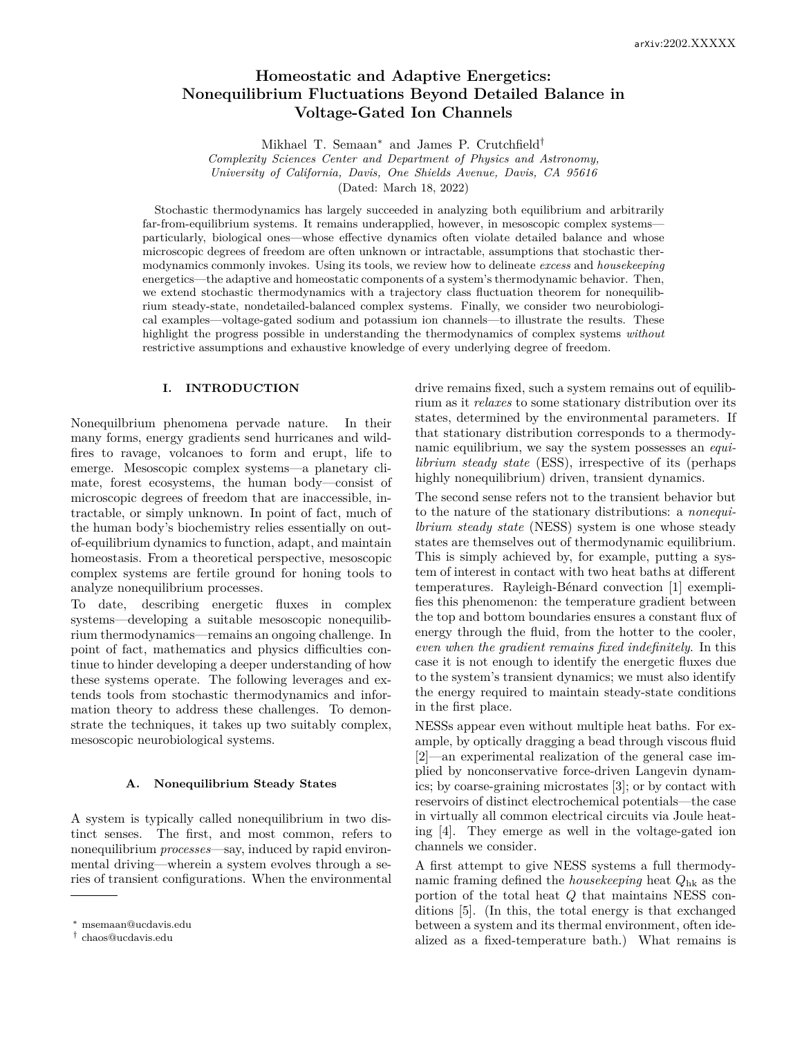# Homeostatic and Adaptive Energetics: Nonequilibrium Fluctuations Beyond Detailed Balance in Voltage-Gated Ion Channels

Mikhael T. Semaan* and James P. Crutchfield†

*Complexity Sciences Center and Department of Physics and Astronomy, University of California, Davis, One Shields Avenue, Davis, CA 95616*

(Dated: March 18, 2022)

Stochastic thermodynamics has largely succeeded in analyzing both equilibrium and arbitrarily far-from-equilibrium systems. It remains underapplied, however, in mesoscopic complex systems—particularly, biological ones—whose effective dynamics often violate detailed balance and whose microscopic degrees of freedom are often unknown or intractable, assumptions that stochastic thermodynamics commonly invokes. Using its tools, we review how to delineate *excess* and *housekeeping* energetics—the adaptive and homeostatic components of a system's thermodynamic behavior. Then, we extend stochastic thermodynamics with a trajectory class fluctuation theorem for nonequilibrium steady-state, nondetailed-balanced complex systems. Finally, we consider two neurobiological examples—voltage-gated sodium and potassium ion channels—to illustrate the results. These highlight the progress possible in understanding the thermodynamics of complex systems *without* restrictive assumptions and exhaustive knowledge of every underlying degree of freedom.

## I. INTRODUCTION

Nonequilbrium phenomena pervade nature. In their many forms, energy gradients send hurricanes and wildfires to ravage, volcanoes to form and erupt, life to emerge. Mesoscopic complex systems—a planetary climate, forest ecosystems, the human body—consist of microscopic degrees of freedom that are inaccessible, intractable, or simply unknown. In point of fact, much of the human body's biochemistry relies essentially on out-of-equilibrium dynamics to function, adapt, and maintain homeostasis. From a theoretical perspective, mesoscopic complex systems are fertile ground for honing tools to analyze nonequilibrium processes.

To date, describing energetic fluxes in complex systems—developing a suitable mesoscopic nonequilibrium thermodynamics—remains an ongoing challenge. In point of fact, mathematics and physics difficulties continue to hinder developing a deeper understanding of how these systems operate. The following leverages and extends tools from stochastic thermodynamics and information theory to address these challenges. To demonstrate the techniques, it takes up two suitably complex, mesoscopic neurobiological systems.

### A. Nonequilibrium Steady States

A system is typically called nonequilibrium in two distinct senses. The first, and most common, refers to nonequilibrium *processes*—say, induced by rapid environmental driving—wherein a system evolves through a series of transient configurations. When the environmental drive remains fixed, such a system remains out of equilibrium as it *relaxes* to some stationary distribution over its states, determined by the environmental parameters. If that stationary distribution corresponds to a thermodynamic equilibrium, we say the system possesses an *equilibrium steady state* (ESS), irrespective of its (perhaps highly nonequilibrium) driven, transient dynamics.

The second sense refers not to the transient behavior but to the nature of the stationary distributions: a *nonequilibrium steady state* (NESS) system is one whose steady states are themselves out of thermodynamic equilibrium. This is simply achieved by, for example, putting a system of interest in contact with two heat baths at different temperatures. Rayleigh-Bénard convection [1] exemplifies this phenomenon: the temperature gradient between the top and bottom boundaries ensures a constant flux of energy through the fluid, from the hotter to the cooler, *even when the gradient remains fixed indefinitely*. In this case it is not enough to identify the energetic fluxes due to the system's transient dynamics; we must also identify the energy required to maintain steady-state conditions in the first place.

NESSs appear even without multiple heat baths. For example, by optically dragging a bead through viscous fluid [2]—an experimental realization of the general case implied by nonconservative force-driven Langevin dynamics; by coarse-graining microstates [3]; or by contact with reservoirs of distinct electrochemical potentials—the case in virtually all common electrical circuits via Joule heating [4]. They emerge as well in the voltage-gated ion channels we consider.

A first attempt to give NESS systems a full thermodynamic framing defined the *housekeeping* heat $Q_{\mathrm{hk}}$ as the portion of the total heat $Q$ that maintains NESS conditions [5]. (In this, the total energy is that exchanged between a system and its thermal environment, often idealized as a fixed-temperature bath.) What remains is

* msemaan@ucdavis.edu
† chaos@ucdavis.edu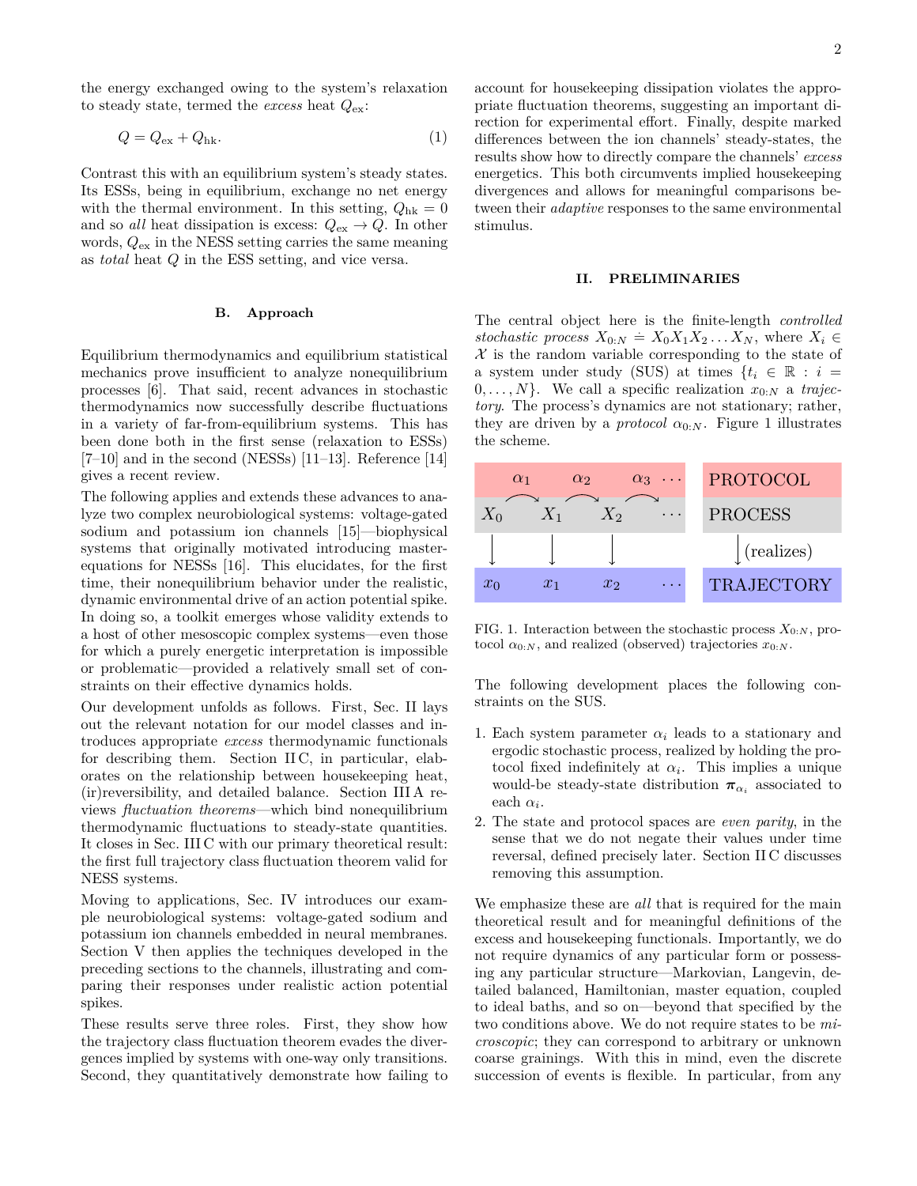the energy exchanged owing to the system's relaxation to steady state, termed the *excess* heat $Q_{\mathrm{ex}}$:

$$Q = Q_{\mathrm{ex}} + Q_{\mathrm{hk}}. \tag{1}$$

Contrast this with an equilibrium system's steady states. Its ESSs, being in equilibrium, exchange no net energy with the thermal environment. In this setting, $Q_{\mathrm{hk}} = 0$ and so *all* heat dissipation is excess: $Q_{\mathrm{ex}} \to Q$. In other words, $Q_{\mathrm{ex}}$ in the NESS setting carries the same meaning as *total* heat $Q$ in the ESS setting, and vice versa.

### B. Approach

Equilibrium thermodynamics and equilibrium statistical mechanics prove insufficient to analyze nonequilibrium processes [6]. That said, recent advances in stochastic thermodynamics now successfully describe fluctuations in a variety of far-from-equilibrium systems. This has been done both in the first sense (relaxation to ESSs) [7–10] and in the second (NESSs) [11–13]. Reference [14] gives a recent review.

The following applies and extends these advances to analyze two complex neurobiological systems: voltage-gated sodium and potassium ion channels [15]—biophysical systems that originally motivated introducing master-equations for NESSs [16]. This elucidates, for the first time, their nonequilibrium behavior under the realistic, dynamic environmental drive of an action potential spike. In doing so, a toolkit emerges whose validity extends to a host of other mesoscopic complex systems—even those for which a purely energetic interpretation is impossible or problematic—provided a relatively small set of constraints on their effective dynamics holds.

Our development unfolds as follows. First, Sec. II lays out the relevant notation for our model classes and introduces appropriate *excess* thermodynamic functionals for describing them. Section II C, in particular, elaborates on the relationship between housekeeping heat, (ir)reversibility, and detailed balance. Section III A reviews *fluctuation theorems*—which bind nonequilibrium thermodynamic fluctuations to steady-state quantities. It closes in Sec. III C with our primary theoretical result: the first full trajectory class fluctuation theorem valid for NESS systems.

Moving to applications, Sec. IV introduces our example neurobiological systems: voltage-gated sodium and potassium ion channels embedded in neural membranes. Section V then applies the techniques developed in the preceding sections to the channels, illustrating and comparing their responses under realistic action potential spikes.

These results serve three roles. First, they show how the trajectory class fluctuation theorem evades the divergences implied by systems with one-way only transitions. Second, they quantitatively demonstrate how failing to account for housekeeping dissipation violates the appropriate fluctuation theorems, suggesting an important direction for experimental effort. Finally, despite marked differences between the ion channels' steady-states, the results show how to directly compare the channels' *excess* energetics. This both circumvents implied housekeeping divergences and allows for meaningful comparisons between their *adaptive* responses to the same environmental stimulus.

## II. PRELIMINARIES

The central object here is the finite-length *controlled stochastic process* $X_{0:N} \doteq X_0 X_1 X_2 \ldots X_N$, where $X_i \in \mathcal{X}$ is the random variable corresponding to the state of a system under study (SUS) at times $\{t_i \in \mathbb{R} : i = 0, \ldots, N\}$. We call a specific realization $x_{0:N}$ a *trajectory*. The process's dynamics are not stationary; rather, they are driven by a *protocol* $\alpha_{0:N}$. Figure 1 illustrates the scheme.

| $\alpha_1$ $\alpha_2$ $\alpha_3$ $\cdots$ | PROTOCOL |
| --- | --- |
| $X_0$ $X_1$ $X_2$ $\cdots$ | PROCESS |
| ↓ ↓ ↓ | ↓ (realizes) |
| $x_0$ $x_1$ $x_2$ $\cdots$ | TRAJECTORY |

FIG. 1. Interaction between the stochastic process $X_{0:N}$, protocol $\alpha_{0:N}$, and realized (observed) trajectories $x_{0:N}$.

The following development places the following constraints on the SUS.

1. Each system parameter $\alpha_i$ leads to a stationary and ergodic stochastic process, realized by holding the protocol fixed indefinitely at $\alpha_i$. This implies a unique would-be steady-state distribution $\boldsymbol{\pi}_{\alpha_i}$ associated to each $\alpha_i$.
2. The state and protocol spaces are *even parity*, in the sense that we do not negate their values under time reversal, defined precisely later. Section II C discusses removing this assumption.

We emphasize these are *all* that is required for the main theoretical result and for meaningful definitions of the excess and housekeeping functionals. Importantly, we do not require dynamics of any particular form or possessing any particular structure—Markovian, Langevin, detailed balanced, Hamiltonian, master equation, coupled to ideal baths, and so on—beyond that specified by the two conditions above. We do not require states to be *microscopic*; they can correspond to arbitrary or unknown coarse grainings. With this in mind, even the discrete succession of events is flexible. In particular, from any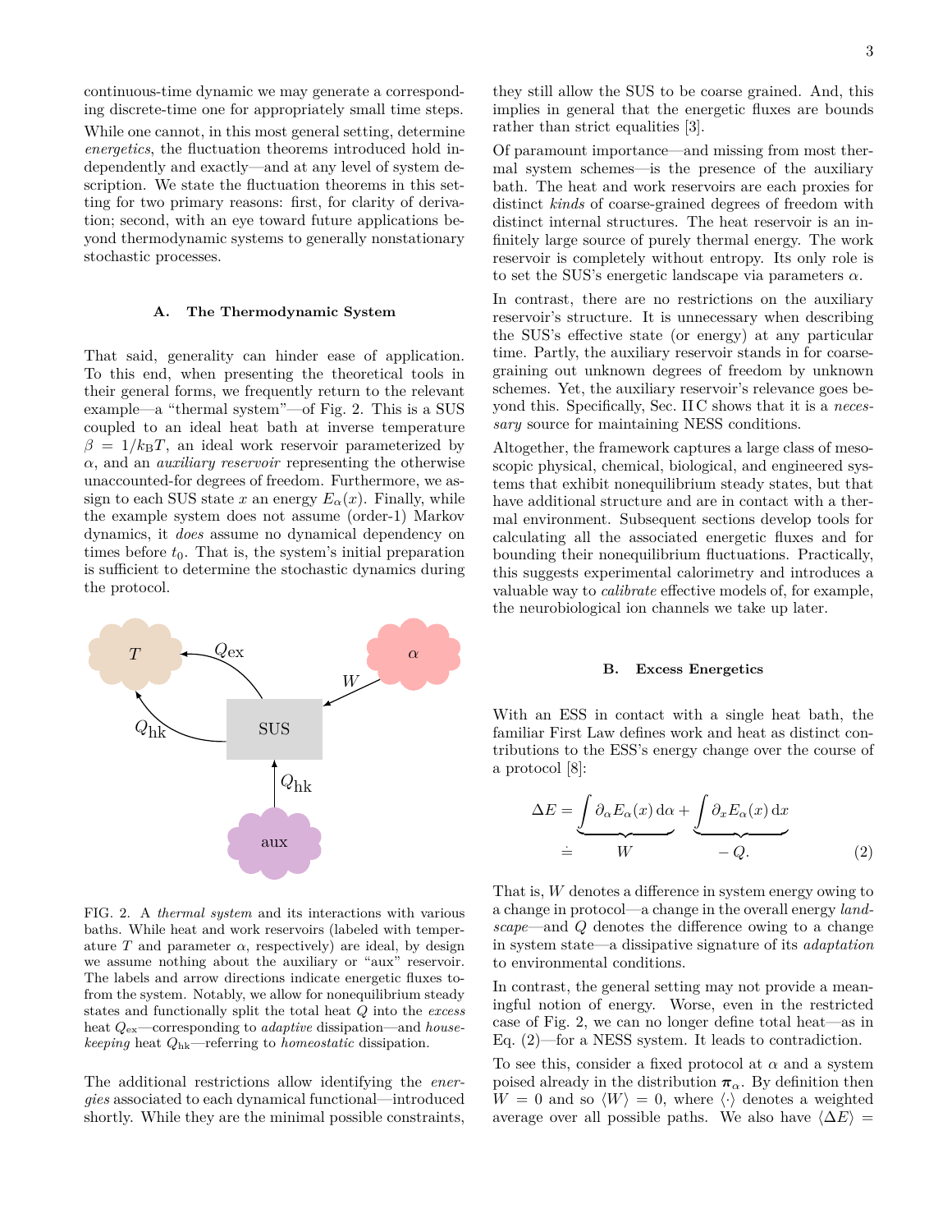continuous-time dynamic we may generate a corresponding discrete-time one for appropriately small time steps.

While one cannot, in this most general setting, determine *energetics*, the fluctuation theorems introduced hold independently and exactly—and at any level of system description. We state the fluctuation theorems in this setting for two primary reasons: first, for clarity of derivation; second, with an eye toward future applications beyond thermodynamic systems to generally nonstationary stochastic processes.

### A. The Thermodynamic System

That said, generality can hinder ease of application. To this end, when presenting the theoretical tools in their general forms, we frequently return to the relevant example—a "thermal system"—of Fig. 2. This is a SUS coupled to an ideal heat bath at inverse temperature $\beta = 1/k_\mathrm{B}T$, an ideal work reservoir parameterized by $\alpha$, and an *auxiliary reservoir* representing the otherwise unaccounted-for degrees of freedom. Furthermore, we assign to each SUS state $x$ an energy $E_\alpha(x)$. Finally, while the example system does not assume (order-1) Markov dynamics, it *does* assume no dynamical dependency on times before $t_0$. That is, the system's initial preparation is sufficient to determine the stochastic dynamics during the protocol.

FIG. 2. A *thermal system* and its interactions with various baths. While heat and work reservoirs (labeled with temperature $T$ and parameter $\alpha$, respectively) are ideal, by design we assume nothing about the auxiliary or "aux" reservoir. The labels and arrow directions indicate energetic fluxes to-from the system. Notably, we allow for nonequilibrium steady states and functionally split the total heat $Q$ into the *excess* heat $Q_\mathrm{ex}$—corresponding to *adaptive* dissipation—and *housekeeping* heat $Q_\mathrm{hk}$—referring to *homeostatic* dissipation.

The additional restrictions allow identifying the *energies* associated to each dynamical functional—introduced shortly. While they are the minimal possible constraints, they still allow the SUS to be coarse grained. And, this implies in general that the energetic fluxes are bounds rather than strict equalities [3].

Of paramount importance—and missing from most thermal system schemes—is the presence of the auxiliary bath. The heat and work reservoirs are each proxies for distinct *kinds* of coarse-grained degrees of freedom with distinct internal structures. The heat reservoir is an infinitely large source of purely thermal energy. The work reservoir is completely without entropy. Its only role is to set the SUS's energetic landscape via parameters $\alpha$.

In contrast, there are no restrictions on the auxiliary reservoir's structure. It is unnecessary when describing the SUS's effective state (or energy) at any particular time. Partly, the auxiliary reservoir stands in for coarse-graining out unknown degrees of freedom by unknown schemes. Yet, the auxiliary reservoir's relevance goes beyond this. Specifically, Sec. II C shows that it is a *necessary* source for maintaining NESS conditions.

Altogether, the framework captures a large class of mesoscopic physical, chemical, biological, and engineered systems that exhibit nonequilibrium steady states, but that have additional structure and are in contact with a thermal environment. Subsequent sections develop tools for calculating all the associated energetic fluxes and for bounding their nonequilibrium fluctuations. Practically, this suggests experimental calorimetry and introduces a valuable way to *calibrate* effective models of, for example, the neurobiological ion channels we take up later.

### B. Excess Energetics

With an ESS in contact with a single heat bath, the familiar First Law defines work and heat as distinct contributions to the ESS's energy change over the course of a protocol [8]:

$$\Delta E = \underbrace{\int \partial_\alpha E_\alpha(x)\,\mathrm{d}\alpha}_{W} + \underbrace{\int \partial_x E_\alpha(x)\,\mathrm{d}x}_{-Q.} \qquad (2)$$

$$\doteq \qquad\qquad\qquad\qquad$$

That is, $W$ denotes a difference in system energy owing to a change in protocol—a change in the overall energy *landscape*—and $Q$ denotes the difference owing to a change in system state—a dissipative signature of its *adaptation* to environmental conditions.

In contrast, the general setting may not provide a meaningful notion of energy. Worse, even in the restricted case of Fig. 2, we can no longer define total heat—as in Eq. (2)—for a NESS system. It leads to contradiction.

To see this, consider a fixed protocol at $\alpha$ and a system poised already in the distribution $\boldsymbol{\pi}_\alpha$. By definition then $W = 0$ and so $\langle W \rangle = 0$, where $\langle \cdot \rangle$ denotes a weighted average over all possible paths. We also have $\langle \Delta E \rangle =$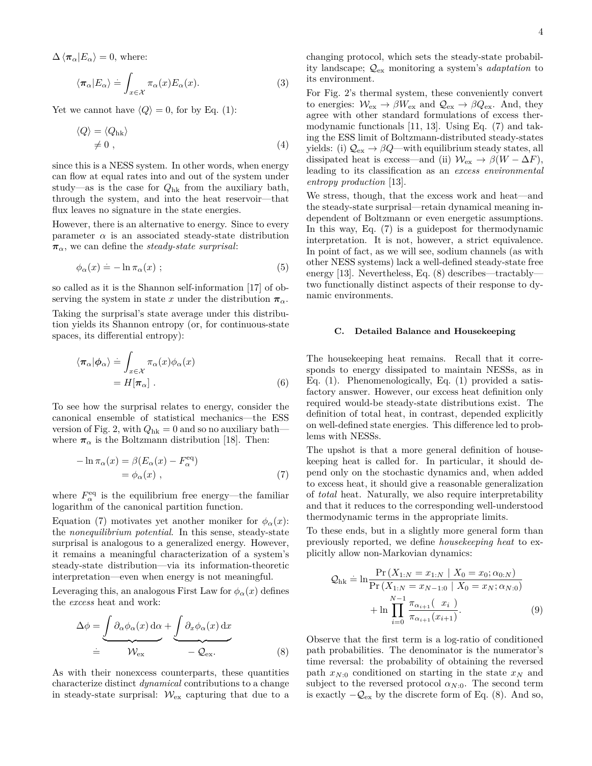$\Delta \langle \boldsymbol{\pi}_\alpha | E_\alpha \rangle = 0$, where:

$$\langle \boldsymbol{\pi}_\alpha | E_\alpha \rangle \doteq \int_{x \in \mathcal{X}} \pi_\alpha(x) E_\alpha(x). \tag{3}$$

Yet we cannot have $\langle Q \rangle = 0$, for by Eq. (1):

$$\begin{aligned} \langle Q \rangle &= \langle Q_{\mathrm{hk}} \rangle \\ &\neq 0 \ , \end{aligned} \tag{4}$$

since this is a NESS system. In other words, when energy can flow at equal rates into and out of the system under study—as is the case for $Q_{\mathrm{hk}}$ from the auxiliary bath, through the system, and into the heat reservoir—that flux leaves no signature in the state energies.

However, there is an alternative to energy. Since to every parameter $\alpha$ is an associated steady-state distribution $\boldsymbol{\pi}_\alpha$, we can define the *steady-state surprisal*:

$$\phi_\alpha(x) \doteq -\ln \pi_\alpha(x) \ ; \tag{5}$$

so called as it is the Shannon self-information [17] of observing the system in state $x$ under the distribution $\boldsymbol{\pi}_\alpha$.

Taking the surprisal's state average under this distribution yields its Shannon entropy (or, for continuous-state spaces, its differential entropy):

$$\begin{aligned} \langle \boldsymbol{\pi}_\alpha | \boldsymbol{\phi}_\alpha \rangle &\doteq \int_{x \in \mathcal{X}} \pi_\alpha(x) \phi_\alpha(x) \\ &= H[\boldsymbol{\pi}_\alpha] \ . \end{aligned} \tag{6}$$

To see how the surprisal relates to energy, consider the canonical ensemble of statistical mechanics—the ESS version of Fig. 2, with $Q_{\mathrm{hk}} = 0$ and so no auxiliary bath—where $\boldsymbol{\pi}_\alpha$ is the Boltzmann distribution [18]. Then:

$$\begin{aligned} -\ln \pi_\alpha(x) &= \beta(E_\alpha(x) - F_\alpha^{\mathrm{eq}}) \\ &= \phi_\alpha(x) \ , \end{aligned} \tag{7}$$

where $F_\alpha^{\mathrm{eq}}$ is the equilibrium free energy—the familiar logarithm of the canonical partition function.

Equation (7) motivates yet another moniker for $\phi_\alpha(x)$: the *nonequilibrium potential*. In this sense, steady-state surprisal is analogous to a generalized energy. However, it remains a meaningful characterization of a system's steady-state distribution—via its information-theoretic interpretation—even when energy is not meaningful.

Leveraging this, an analogous First Law for $\phi_\alpha(x)$ defines the *excess* heat and work:

$$\Delta\phi = \underbrace{\int \partial_\alpha \phi_\alpha(x)\, \mathrm{d}\alpha}_{\doteq \quad \mathcal{W}_{\mathrm{ex}}} + \underbrace{\int \partial_x \phi_\alpha(x)\, \mathrm{d}x}_{-\,\mathcal{Q}_{\mathrm{ex}}}. \tag{8}$$

As with their nonexcess counterparts, these quantities characterize distinct *dynamical* contributions to a change in steady-state surprisal: $\mathcal{W}_{\mathrm{ex}}$ capturing that due to a changing protocol, which sets the steady-state probability landscape; $\mathcal{Q}_{\mathrm{ex}}$ monitoring a system's *adaptation* to its environment.

For Fig. 2's thermal system, these conveniently convert to energies: $\mathcal{W}_{\mathrm{ex}} \to \beta W_{\mathrm{ex}}$ and $\mathcal{Q}_{\mathrm{ex}} \to \beta Q_{\mathrm{ex}}$. And, they agree with other standard formulations of excess thermodynamic functionals [11, 13]. Using Eq. (7) and taking the ESS limit of Boltzmann-distributed steady-states yields: (i) $\mathcal{Q}_{\mathrm{ex}} \to \beta Q$—with equilibrium steady states, all dissipated heat is excess—and (ii) $\mathcal{W}_{\mathrm{ex}} \to \beta(W - \Delta F)$, leading to its classification as an *excess environmental entropy production* [13].

We stress, though, that the excess work and heat—and the steady-state surprisal—retain dynamical meaning independent of Boltzmann or even energetic assumptions. In this way, Eq. (7) is a guidepost for thermodynamic interpretation. It is not, however, a strict equivalence. In point of fact, as we will see, sodium channels (as with other NESS systems) lack a well-defined steady-state free energy [13]. Nevertheless, Eq. (8) describes—tractably—two functionally distinct aspects of their response to dynamic environments.

### C. Detailed Balance and Housekeeping

The housekeeping heat remains. Recall that it corresponds to energy dissipated to maintain NESSs, as in Eq. (1). Phenomenologically, Eq. (1) provided a satisfactory answer. However, our excess heat definition only required would-be steady-state distributions exist. The definition of total heat, in contrast, depended explicitly on well-defined state energies. This difference led to problems with NESSs.

The upshot is that a more general definition of housekeeping heat is called for. In particular, it should depend only on the stochastic dynamics and, when added to excess heat, it should give a reasonable generalization of *total* heat. Naturally, we also require interpretability and that it reduces to the corresponding well-understood thermodynamic terms in the appropriate limits.

To these ends, but in a slightly more general form than previously reported, we define *housekeeping heat* to explicitly allow non-Markovian dynamics:

$$\begin{aligned} \mathcal{Q}_{\mathrm{hk}} \doteq \ln & \frac{\Pr\left(X_{1:N} = x_{1:N} \mid X_0 = x_0; \alpha_{0:N}\right)}{\Pr\left(X_{1:N} = x_{N-1:0} \mid X_0 = x_N; \alpha_{N:0}\right)} \\ &+ \ln \prod_{i=0}^{N-1} \frac{\pi_{\alpha_{i+1}}(\ \ x_i\ \ )}{\pi_{\alpha_{i+1}}(x_{i+1})}. \end{aligned} \tag{9}$$

Observe that the first term is a log-ratio of conditioned path probabilities. The denominator is the numerator's time reversal: the probability of obtaining the reversed path $x_{N:0}$ conditioned on starting in the state $x_N$ and subject to the reversed protocol $\alpha_{N:0}$. The second term is exactly $-\mathcal{Q}_{\mathrm{ex}}$ by the discrete form of Eq. (8). And so,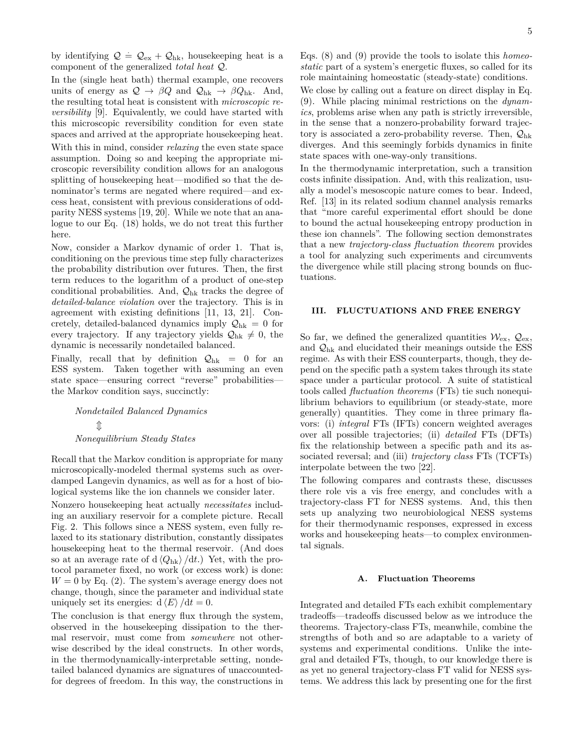by identifying $\mathcal{Q} \doteq \mathcal{Q}_{\mathrm{ex}} + \mathcal{Q}_{\mathrm{hk}}$, housekeeping heat is a component of the generalized *total heat* $\mathcal{Q}$.

In the (single heat bath) thermal example, one recovers units of energy as $\mathcal{Q} \to \beta Q$ and $\mathcal{Q}_{\mathrm{hk}} \to \beta Q_{\mathrm{hk}}$. And, the resulting total heat is consistent with *microscopic reversibility* [9]. Equivalently, we could have started with this microscopic reversibility condition for even state spaces and arrived at the appropriate housekeeping heat.

With this in mind, consider *relaxing* the even state space assumption. Doing so and keeping the appropriate microscopic reversibility condition allows for an analogous splitting of housekeeping heat—modified so that the denominator's terms are negated where required—and excess heat, consistent with previous considerations of odd-parity NESS systems [19, 20]. While we note that an analogue to our Eq. (18) holds, we do not treat this further here.

Now, consider a Markov dynamic of order 1. That is, conditioning on the previous time step fully characterizes the probability distribution over futures. Then, the first term reduces to the logarithm of a product of one-step conditional probabilities. And, $\mathcal{Q}_{\mathrm{hk}}$ tracks the degree of *detailed-balance violation* over the trajectory. This is in agreement with existing definitions [11, 13, 21]. Concretely, detailed-balanced dynamics imply $\mathcal{Q}_{\mathrm{hk}} = 0$ for every trajectory. If any trajectory yields $\mathcal{Q}_{\mathrm{hk}} \neq 0$, the dynamic is necessarily nondetailed balanced.

Finally, recall that by definition $\mathcal{Q}_{\mathrm{hk}} = 0$ for an ESS system. Taken together with assuming an even state space—ensuring correct "reverse" probabilities—the Markov condition says, succinctly:

*Nondetailed Balanced Dynamics*

$\Updownarrow$

*Nonequilibrium Steady States*

Recall that the Markov condition is appropriate for many microscopically-modeled thermal systems such as overdamped Langevin dynamics, as well as for a host of biological systems like the ion channels we consider later.

Nonzero housekeeping heat actually *necessitates* including an auxiliary reservoir for a complete picture. Recall Fig. 2. This follows since a NESS system, even fully relaxed to its stationary distribution, constantly dissipates housekeeping heat to the thermal reservoir. (And does so at an average rate of $\mathrm{d}\langle Q_{\mathrm{hk}}\rangle/\mathrm{d}t$.) Yet, with the protocol parameter fixed, no work (or excess work) is done: $W = 0$ by Eq. (2). The system's average energy does not change, though, since the parameter and individual state uniquely set its energies: $\mathrm{d}\langle E\rangle/\mathrm{d}t = 0$.

The conclusion is that energy flux through the system, observed in the housekeeping dissipation to the thermal reservoir, must come from *somewhere* not otherwise described by the ideal constructs. In other words, in the thermodynamically-interpretable setting, nondetailed balanced dynamics are signatures of unaccounted-for degrees of freedom. In this way, the constructions in Eqs. (8) and (9) provide the tools to isolate this *homeostatic* part of a system's energetic fluxes, so called for its role maintaining homeostatic (steady-state) conditions.

We close by calling out a feature on direct display in Eq. (9). While placing minimal restrictions on the *dynamics*, problems arise when any path is strictly irreversible, in the sense that a nonzero-probability forward trajectory is associated a zero-probability reverse. Then, $\mathcal{Q}_{\mathrm{hk}}$ diverges. And this seemingly forbids dynamics in finite state spaces with one-way-only transitions.

In the thermodynamic interpretation, such a transition costs infinite dissipation. And, with this realization, usually a model's mesoscopic nature comes to bear. Indeed, Ref. [13] in its related sodium channel analysis remarks that "more careful experimental effort should be done to bound the actual housekeeping entropy production in these ion channels". The following section demonstrates that a new *trajectory-class fluctuation theorem* provides a tool for analyzing such experiments and circumvents the divergence while still placing strong bounds on fluctuations.

## III. FLUCTUATIONS AND FREE ENERGY

So far, we defined the generalized quantities $\mathcal{W}_{\mathrm{ex}}$, $\mathcal{Q}_{\mathrm{ex}}$, and $\mathcal{Q}_{\mathrm{hk}}$ and elucidated their meanings outside the ESS regime. As with their ESS counterparts, though, they depend on the specific path a system takes through its state space under a particular protocol. A suite of statistical tools called *fluctuation theorems* (FTs) tie such nonequilibrium behaviors to equilibrium (or steady-state, more generally) quantities. They come in three primary flavors: (i) *integral* FTs (IFTs) concern weighted averages over all possible trajectories; (ii) *detailed* FTs (DFTs) fix the relationship between a specific path and its associated reversal; and (iii) *trajectory class* FTs (TCFTs) interpolate between the two [22].

The following compares and contrasts these, discusses there role vis a vis free energy, and concludes with a trajectory-class FT for NESS systems. And, this then sets up analyzing two neurobiological NESS systems for their thermodynamic responses, expressed in excess works and housekeeping heats—to complex environmental signals.

### A. Fluctuation Theorems

Integrated and detailed FTs each exhibit complementary tradeoffs—tradeoffs discussed below as we introduce the theorems. Trajectory-class FTs, meanwhile, combine the strengths of both and so are adaptable to a variety of systems and experimental conditions. Unlike the integral and detailed FTs, though, to our knowledge there is as yet no general trajectory-class FT valid for NESS systems. We address this lack by presenting one for the first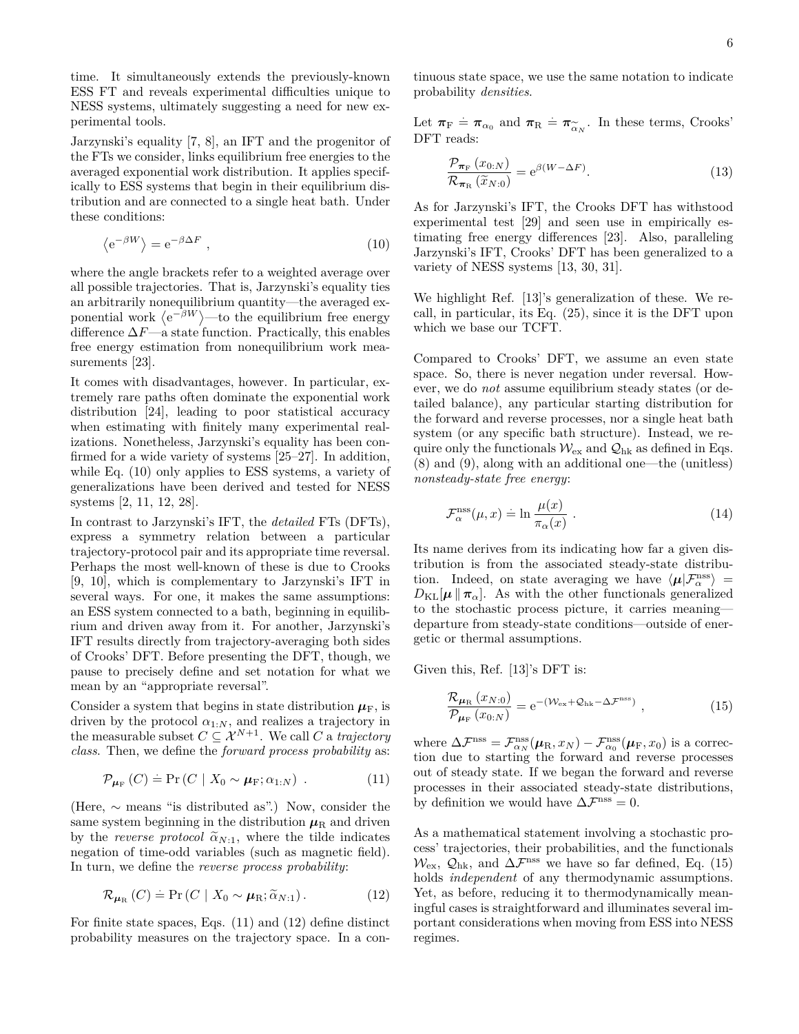time. It simultaneously extends the previously-known ESS FT and reveals experimental difficulties unique to NESS systems, ultimately suggesting a need for new experimental tools.

Jarzynski's equality [7, 8], an IFT and the progenitor of the FTs we consider, links equilibrium free energies to the averaged exponential work distribution. It applies specifically to ESS systems that begin in their equilibrium distribution and are connected to a single heat bath. Under these conditions:

$$\left\langle \mathrm{e}^{-\beta W} \right\rangle = \mathrm{e}^{-\beta \Delta F} \ , \tag{10}$$

where the angle brackets refer to a weighted average over all possible trajectories. That is, Jarzynski's equality ties an arbitrarily nonequilibrium quantity—the averaged exponential work $\left\langle \mathrm{e}^{-\beta W} \right\rangle$—to the equilibrium free energy difference $\Delta F$—a state function. Practically, this enables free energy estimation from nonequilibrium work measurements [23].

It comes with disadvantages, however. In particular, extremely rare paths often dominate the exponential work distribution [24], leading to poor statistical accuracy when estimating with finitely many experimental realizations. Nonetheless, Jarzynski's equality has been confirmed for a wide variety of systems [25–27]. In addition, while Eq. (10) only applies to ESS systems, a variety of generalizations have been derived and tested for NESS systems [2, 11, 12, 28].

In contrast to Jarzynski's IFT, the *detailed* FTs (DFTs), express a symmetry relation between a particular trajectory-protocol pair and its appropriate time reversal. Perhaps the most well-known of these is due to Crooks [9, 10], which is complementary to Jarzynski's IFT in several ways. For one, it makes the same assumptions: an ESS system connected to a bath, beginning in equilibrium and driven away from it. For another, Jarzynski's IFT results directly from trajectory-averaging both sides of Crooks' DFT. Before presenting the DFT, though, we pause to precisely define and set notation for what we mean by an "appropriate reversal".

Consider a system that begins in state distribution $\boldsymbol{\mu}_{\mathrm{F}}$, is driven by the protocol $\alpha_{1:N}$, and realizes a trajectory in the measurable subset $C \subseteq \mathcal{X}^{N+1}$. We call $C$ a *trajectory class*. Then, we define the *forward process probability* as:

$$\mathcal{P}_{\boldsymbol{\mu}_{\mathrm{F}}}(C) \doteq \Pr\left(C \mid X_0 \sim \boldsymbol{\mu}_{\mathrm{F}}; \alpha_{1:N}\right) \ . \tag{11}$$

(Here, $\sim$ means "is distributed as".) Now, consider the same system beginning in the distribution $\boldsymbol{\mu}_{\mathrm{R}}$ and driven by the *reverse protocol* $\widetilde{\alpha}_{N:1}$, where the tilde indicates negation of time-odd variables (such as magnetic field). In turn, we define the *reverse process probability*:

$$\mathcal{R}_{\boldsymbol{\mu}_{\mathrm{R}}}(C) \doteq \Pr\left(C \mid X_0 \sim \boldsymbol{\mu}_{\mathrm{R}}; \widetilde{\alpha}_{N:1}\right) . \tag{12}$$

For finite state spaces, Eqs. (11) and (12) define distinct probability measures on the trajectory space. In a continuous state space, we use the same notation to indicate probability *densities*.

Let $\boldsymbol{\pi}_{\mathrm{F}} \doteq \boldsymbol{\pi}_{\alpha_0}$ and $\boldsymbol{\pi}_{\mathrm{R}} \doteq \boldsymbol{\pi}_{\widetilde{\alpha}_N}$. In these terms, Crooks' DFT reads:

$$\frac{\mathcal{P}_{\boldsymbol{\pi}_{\mathrm{F}}}\left(x_{0:N}\right)}{\mathcal{R}_{\boldsymbol{\pi}_{\mathrm{R}}}\left(\widetilde{x}_{N:0}\right)} = \mathrm{e}^{\beta(W - \Delta F)} . \tag{13}$$

As for Jarzynski's IFT, the Crooks DFT has withstood experimental test [29] and seen use in empirically estimating free energy differences [23]. Also, paralleling Jarzynski's IFT, Crooks' DFT has been generalized to a variety of NESS systems [13, 30, 31].

We highlight Ref. [13]'s generalization of these. We recall, in particular, its Eq. (25), since it is the DFT upon which we base our TCFT.

Compared to Crooks' DFT, we assume an even state space. So, there is never negation under reversal. However, we do *not* assume equilibrium steady states (or detailed balance), any particular starting distribution for the forward and reverse processes, nor a single heat bath system (or any specific bath structure). Instead, we require only the functionals $\mathcal{W}_{\mathrm{ex}}$ and $\mathcal{Q}_{\mathrm{hk}}$ as defined in Eqs. (8) and (9), along with an additional one—the (unitless) *nonsteady-state free energy*:

$$\mathcal{F}^{\mathrm{nss}}_{\alpha}(\mu, x) \doteq \ln \frac{\mu(x)}{\pi_{\alpha}(x)} \ . \tag{14}$$

Its name derives from its indicating how far a given distribution is from the associated steady-state distribution. Indeed, on state averaging we have $\langle \boldsymbol{\mu} | \mathcal{F}^{\mathrm{nss}}_{\alpha} \rangle = D_{\mathrm{KL}}[\boldsymbol{\mu} \,\|\, \boldsymbol{\pi}_{\alpha}]$. As with the other functionals generalized to the stochastic process picture, it carries meaning—departure from steady-state conditions—outside of energetic or thermal assumptions.

Given this, Ref. [13]'s DFT is:

$$\frac{\mathcal{R}_{\boldsymbol{\mu}_{\mathrm{R}}}\left(x_{N:0}\right)}{\mathcal{P}_{\boldsymbol{\mu}_{\mathrm{F}}}\left(x_{0:N}\right)} = \mathrm{e}^{-(\mathcal{W}_{\mathrm{ex}} + \mathcal{Q}_{\mathrm{hk}} - \Delta \mathcal{F}^{\mathrm{nss}})} \ , \tag{15}$$

where $\Delta \mathcal{F}^{\mathrm{nss}} = \mathcal{F}^{\mathrm{nss}}_{\alpha_N}(\boldsymbol{\mu}_{\mathrm{R}}, x_N) - \mathcal{F}^{\mathrm{nss}}_{\alpha_0}(\boldsymbol{\mu}_{\mathrm{F}}, x_0)$ is a correction due to starting the forward and reverse processes out of steady state. If we began the forward and reverse processes in their associated steady-state distributions, by definition we would have $\Delta \mathcal{F}^{\mathrm{nss}} = 0$.

As a mathematical statement involving a stochastic process' trajectories, their probabilities, and the functionals $\mathcal{W}_{\mathrm{ex}}$, $\mathcal{Q}_{\mathrm{hk}}$, and $\Delta \mathcal{F}^{\mathrm{nss}}$ we have so far defined, Eq. (15) holds *independent* of any thermodynamic assumptions. Yet, as before, reducing it to thermodynamically meaningful cases is straightforward and illuminates several important considerations when moving from ESS into NESS regimes.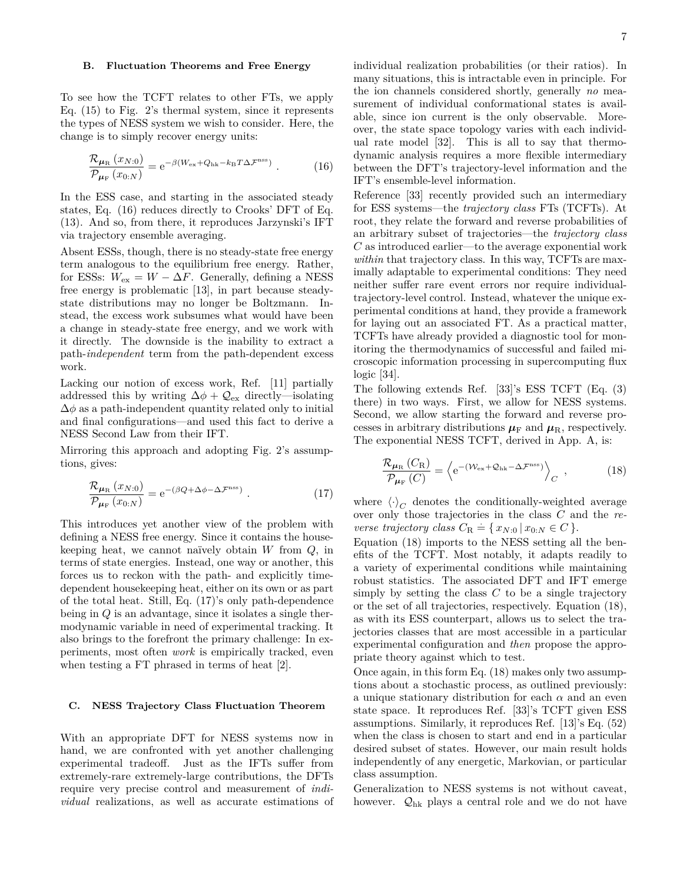### B. Fluctuation Theorems and Free Energy

To see how the TCFT relates to other FTs, we apply Eq. (15) to Fig. 2's thermal system, since it represents the types of NESS system we wish to consider. Here, the change is to simply recover energy units:

$$\frac{\mathcal{R}_{\boldsymbol{\mu}_{\mathrm{R}}}(x_{N:0})}{\mathcal{P}_{\boldsymbol{\mu}_{\mathrm{F}}}(x_{0:N})} = \mathrm{e}^{-\beta(W_{\mathrm{ex}}+Q_{\mathrm{hk}}-k_{\mathrm{B}}T\Delta\mathcal{F}^{\mathrm{nss}})} \ . \tag{16}$$

In the ESS case, and starting in the associated steady states, Eq. (16) reduces directly to Crooks' DFT of Eq. (13). And so, from there, it reproduces Jarzynski's IFT via trajectory ensemble averaging.

Absent ESSs, though, there is no steady-state free energy term analogous to the equilibrium free energy. Rather, for ESSs: $W_{\mathrm{ex}} = W - \Delta F$. Generally, defining a NESS free energy is problematic [13], in part because steady-state distributions may no longer be Boltzmann. Instead, the excess work subsumes what would have been a change in steady-state free energy, and we work with it directly. The downside is the inability to extract a path-*independent* term from the path-dependent excess work.

Lacking our notion of excess work, Ref. [11] partially addressed this by writing $\Delta\phi + \mathcal{Q}_{\mathrm{ex}}$ directly—isolating $\Delta\phi$ as a path-independent quantity related only to initial and final configurations—and used this fact to derive a NESS Second Law from their IFT.

Mirroring this approach and adopting Fig. 2's assumptions, gives:

$$\frac{\mathcal{R}_{\boldsymbol{\mu}_{\mathrm{R}}}(x_{N:0})}{\mathcal{P}_{\boldsymbol{\mu}_{\mathrm{F}}}(x_{0:N})} = \mathrm{e}^{-(\beta Q+\Delta\phi-\Delta\mathcal{F}^{\mathrm{nss}})} \ . \tag{17}$$

This introduces yet another view of the problem with defining a NESS free energy. Since it contains the housekeeping heat, we cannot naïvely obtain $W$ from $Q$, in terms of state energies. Instead, one way or another, this forces us to reckon with the path- and explicitly time-dependent housekeeping heat, either on its own or as part of the total heat. Still, Eq. (17)'s only path-dependence being in $Q$ is an advantage, since it isolates a single thermodynamic variable in need of experimental tracking. It also brings to the forefront the primary challenge: In experiments, most often *work* is empirically tracked, even when testing a FT phrased in terms of heat [2].

### C. NESS Trajectory Class Fluctuation Theorem

With an appropriate DFT for NESS systems now in hand, we are confronted with yet another challenging experimental tradeoff. Just as the IFTs suffer from extremely-rare extremely-large contributions, the DFTs require very precise control and measurement of *individual* realizations, as well as accurate estimations of individual realization probabilities (or their ratios). In many situations, this is intractable even in principle. For the ion channels considered shortly, generally *no* measurement of individual conformational states is available, since ion current is the only observable. Moreover, the state space topology varies with each individual rate model [32]. This is all to say that thermodynamic analysis requires a more flexible intermediary between the DFT's trajectory-level information and the IFT's ensemble-level information.

Reference [33] recently provided such an intermediary for ESS systems—the *trajectory class* FTs (TCFTs). At root, they relate the forward and reverse probabilities of an arbitrary subset of trajectories—the *trajectory class* $C$ as introduced earlier—to the average exponential work *within* that trajectory class. In this way, TCFTs are maximally adaptable to experimental conditions: They need neither suffer rare event errors nor require individual-trajectory-level control. Instead, whatever the unique experimental conditions at hand, they provide a framework for laying out an associated FT. As a practical matter, TCFTs have already provided a diagnostic tool for monitoring the thermodynamics of successful and failed microscopic information processing in supercomputing flux logic [34].

The following extends Ref. [33]'s ESS TCFT (Eq. (3) there) in two ways. First, we allow for NESS systems. Second, we allow starting the forward and reverse processes in arbitrary distributions $\boldsymbol{\mu}_{\mathrm{F}}$ and $\boldsymbol{\mu}_{\mathrm{R}}$, respectively. The exponential NESS TCFT, derived in App. A, is:

$$\frac{\mathcal{R}_{\boldsymbol{\mu}_{\mathrm{R}}}(C_{\mathrm{R}})}{\mathcal{P}_{\boldsymbol{\mu}_{\mathrm{F}}}(C)} = \left\langle \mathrm{e}^{-(\mathcal{W}_{\mathrm{ex}}+\mathcal{Q}_{\mathrm{hk}}-\Delta\mathcal{F}^{\mathrm{nss}})} \right\rangle_C \ , \tag{18}$$

where $\langle\cdot\rangle_C$ denotes the conditionally-weighted average over only those trajectories in the class $C$ and the *reverse trajectory class* $C_{\mathrm{R}} \doteq \{\, x_{N:0} \,|\, x_{0:N} \in C \,\}$.

Equation (18) imports to the NESS setting all the benefits of the TCFT. Most notably, it adapts readily to a variety of experimental conditions while maintaining robust statistics. The associated DFT and IFT emerge simply by setting the class $C$ to be a single trajectory or the set of all trajectories, respectively. Equation (18), as with its ESS counterpart, allows us to select the trajectories classes that are most accessible in a particular experimental configuration and *then* propose the appropriate theory against which to test.

Once again, in this form Eq. (18) makes only two assumptions about a stochastic process, as outlined previously: a unique stationary distribution for each $\alpha$ and an even state space. It reproduces Ref. [33]'s TCFT given ESS assumptions. Similarly, it reproduces Ref. [13]'s Eq. (52) when the class is chosen to start and end in a particular desired subset of states. However, our main result holds independently of any energetic, Markovian, or particular class assumption.

Generalization to NESS systems is not without caveat, however. $\mathcal{Q}_{\mathrm{hk}}$ plays a central role and we do not have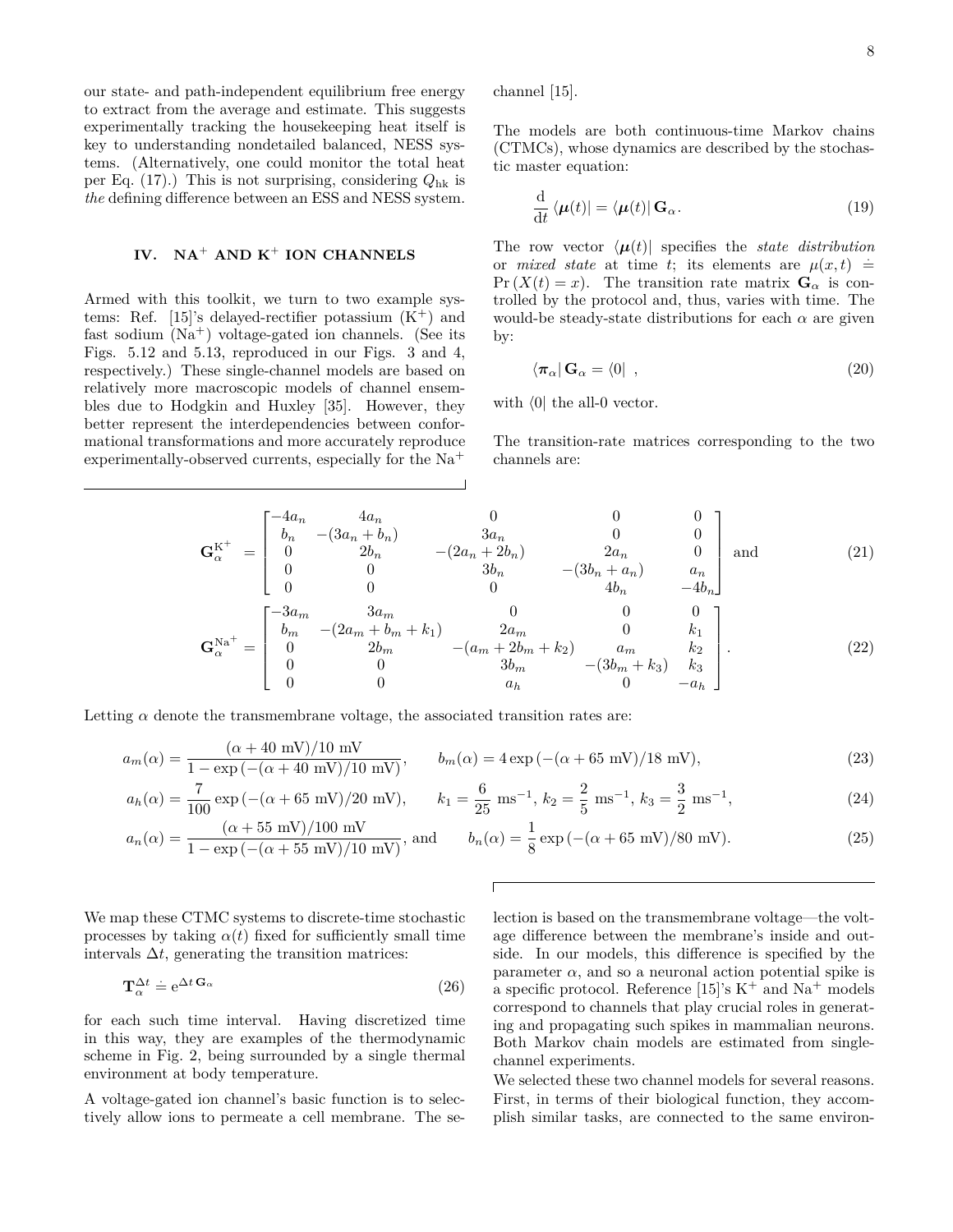our state- and path-independent equilibrium free energy to extract from the average and estimate. This suggests experimentally tracking the housekeeping heat itself is key to understanding nondetailed balanced, NESS systems. (Alternatively, one could monitor the total heat per Eq. (17).) This is not surprising, considering $Q_{\mathrm{hk}}$ is *the* defining difference between an ESS and NESS system.

## IV. $\mathrm{NA}^+$ AND $\mathrm{K}^+$ ION CHANNELS

Armed with this toolkit, we turn to two example systems: Ref. [15]'s delayed-rectifier potassium ($\mathrm{K}^+$) and fast sodium ($\mathrm{Na}^+$) voltage-gated ion channels. (See its Figs. 5.12 and 5.13, reproduced in our Figs. 3 and 4, respectively.) These single-channel models are based on relatively more macroscopic models of channel ensembles due to Hodgkin and Huxley [35]. However, they better represent the interdependencies between conformational transformations and more accurately reproduce experimentally-observed currents, especially for the $\mathrm{Na}^+$ channel [15].

The models are both continuous-time Markov chains (CTMCs), whose dynamics are described by the stochastic master equation:

$$\frac{\mathrm{d}}{\mathrm{d}t} \langle \boldsymbol{\mu}(t)| = \langle \boldsymbol{\mu}(t)| \, \mathbf{G}_\alpha . \tag{19}$$

The row vector $\langle \boldsymbol{\mu}(t)|$ specifies the *state distribution* or *mixed state* at time $t$; its elements are $\mu(x,t) \doteq \Pr(X(t) = x)$. The transition rate matrix $\mathbf{G}_\alpha$ is controlled by the protocol and, thus, varies with time. The would-be steady-state distributions for each $\alpha$ are given by:

$$\langle \boldsymbol{\pi}_\alpha | \, \mathbf{G}_\alpha = \langle 0| \ , \tag{20}$$

with $\langle 0|$ the all-0 vector.

The transition-rate matrices corresponding to the two channels are:

$$\mathbf{G}_\alpha^{\mathrm{K}^+} = \begin{bmatrix} -4a_n & 4a_n & 0 & 0 & 0 \\ b_n & -(3a_n + b_n) & 3a_n & 0 & 0 \\ 0 & 2b_n & -(2a_n + 2b_n) & 2a_n & 0 \\ 0 & 0 & 3b_n & -(3b_n + a_n) & a_n \\ 0 & 0 & 0 & 4b_n & -4b_n \end{bmatrix} \text{ and} \tag{21}$$

$$\mathbf{G}_\alpha^{\mathrm{Na}^+} = \begin{bmatrix} -3a_m & 3a_m & 0 & 0 & 0 \\ b_m & -(2a_m + b_m + k_1) & 2a_m & 0 & k_1 \\ 0 & 2b_m & -(a_m + 2b_m + k_2) & a_m & k_2 \\ 0 & 0 & 3b_m & -(3b_m + k_3) & k_3 \\ 0 & 0 & a_h & 0 & -a_h \end{bmatrix} . \tag{22}$$

Letting $\alpha$ denote the transmembrane voltage, the associated transition rates are:

$$a_m(\alpha) = \frac{(\alpha + 40 \text{ mV})/10 \text{ mV}}{1 - \exp\left(-(\alpha + 40 \text{ mV})/10 \text{ mV}\right)}, \qquad b_m(\alpha) = 4 \exp\left(-(\alpha + 65 \text{ mV})/18 \text{ mV}\right), \tag{23}$$

$$a_h(\alpha) = \frac{7}{100} \exp\left(-(\alpha + 65 \text{ mV})/20 \text{ mV}\right), \qquad k_1 = \frac{6}{25} \text{ ms}^{-1}, \, k_2 = \frac{2}{5} \text{ ms}^{-1}, \, k_3 = \frac{3}{2} \text{ ms}^{-1}, \tag{24}$$

$$a_n(\alpha) = \frac{(\alpha + 55 \text{ mV})/100 \text{ mV}}{1 - \exp\left(-(\alpha + 55 \text{ mV})/10 \text{ mV}\right)}, \text{ and} \qquad b_n(\alpha) = \frac{1}{8} \exp\left(-(\alpha + 65 \text{ mV})/80 \text{ mV}\right). \tag{25}$$

We map these CTMC systems to discrete-time stochastic processes by taking $\alpha(t)$ fixed for sufficiently small time intervals $\Delta t$, generating the transition matrices:

$$\mathbf{T}_\alpha^{\Delta t} \doteq \mathrm{e}^{\Delta t \, \mathbf{G}_\alpha} \tag{26}$$

for each such time interval. Having discretized time in this way, they are examples of the thermodynamic scheme in Fig. 2, being surrounded by a single thermal environment at body temperature.

A voltage-gated ion channel's basic function is to selectively allow ions to permeate a cell membrane. The selection is based on the transmembrane voltage—the voltage difference between the membrane's inside and outside. In our models, this difference is specified by the parameter $\alpha$, and so a neuronal action potential spike is a specific protocol. Reference [15]'s $\mathrm{K}^+$ and $\mathrm{Na}^+$ models correspond to channels that play crucial roles in generating and propagating such spikes in mammalian neurons. Both Markov chain models are estimated from single-channel experiments.

We selected these two channel models for several reasons. First, in terms of their biological function, they accomplish similar tasks, are connected to the same environ-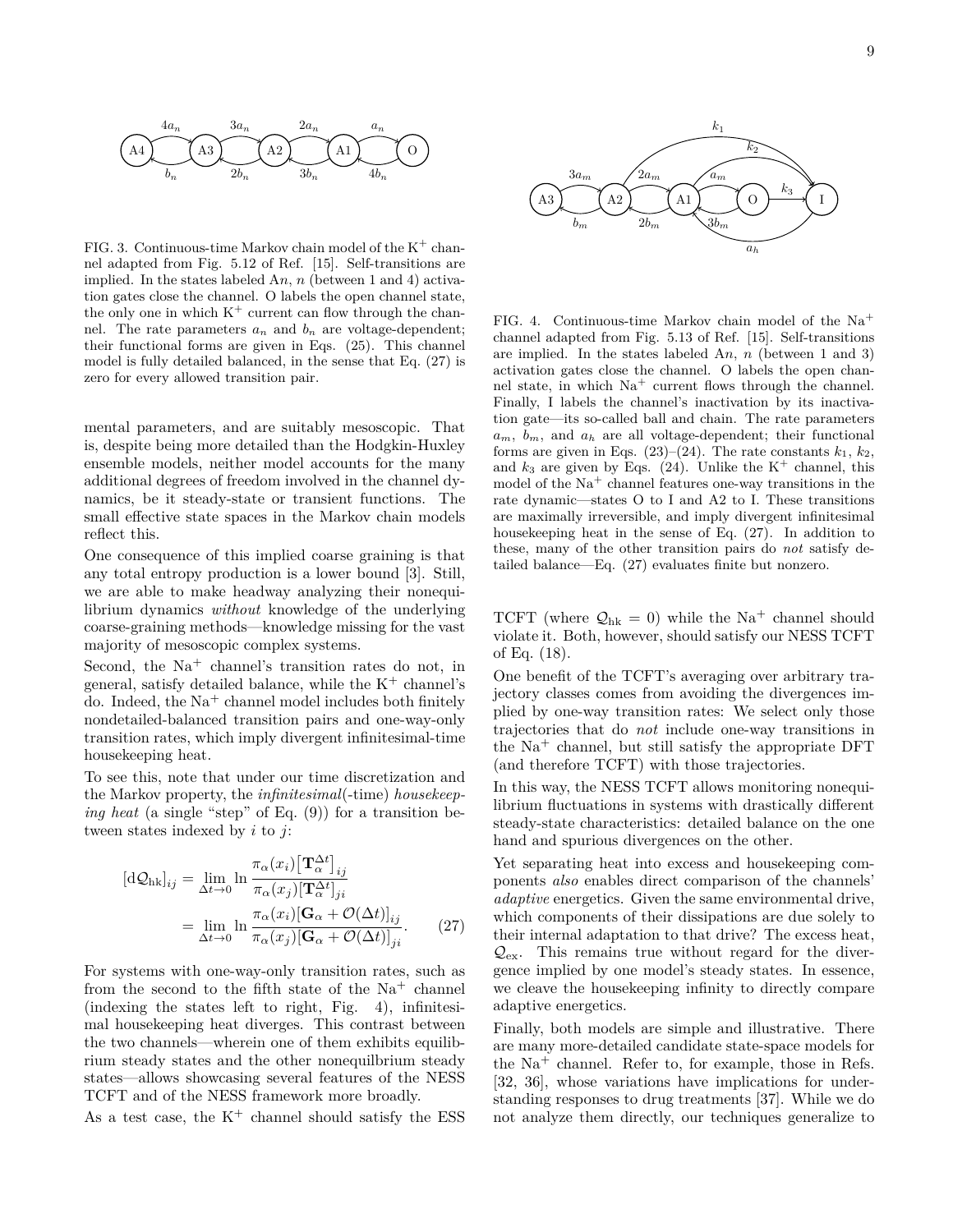FIG. 3. Continuous-time Markov chain model of the $K^+$ channel adapted from Fig. 5.12 of Ref. [15]. Self-transitions are implied. In the states labeled A$n$, $n$ (between 1 and 4) activation gates close the channel. O labels the open channel state, the only one in which $K^+$ current can flow through the channel. The rate parameters $a_n$ and $b_n$ are voltage-dependent; their functional forms are given in Eqs. (25). This channel model is fully detailed balanced, in the sense that Eq. (27) is zero for every allowed transition pair.

FIG. 4. Continuous-time Markov chain model of the $Na^+$ channel adapted from Fig. 5.13 of Ref. [15]. Self-transitions are implied. In the states labeled A$n$, $n$ (between 1 and 3) activation gates close the channel. O labels the open channel state, in which $Na^+$ current flows through the channel. Finally, I labels the channel's inactivation by its inactivation gate—its so-called ball and chain. The rate parameters $a_m$, $b_m$, and $a_h$ are all voltage-dependent; their functional forms are given in Eqs. (23)–(24). The rate constants $k_1$, $k_2$, and $k_3$ are given by Eqs. (24). Unlike the $K^+$ channel, this model of the $Na^+$ channel features one-way transitions in the rate dynamic—states O to I and A2 to I. These transitions are maximally irreversible, and imply divergent infinitesimal housekeeping heat in the sense of Eq. (27). In addition to these, many of the other transition pairs do *not* satisfy detailed balance—Eq. (27) evaluates finite but nonzero.

mental parameters, and are suitably mesoscopic. That is, despite being more detailed than the Hodgkin-Huxley ensemble models, neither model accounts for the many additional degrees of freedom involved in the channel dynamics, be it steady-state or transient functions. The small effective state spaces in the Markov chain models reflect this.

One consequence of this implied coarse graining is that any total entropy production is a lower bound [3]. Still, we are able to make headway analyzing their nonequilibrium dynamics *without* knowledge of the underlying coarse-graining methods—knowledge missing for the vast majority of mesoscopic complex systems.

Second, the $Na^+$ channel's transition rates do not, in general, satisfy detailed balance, while the $K^+$ channel's do. Indeed, the $Na^+$ channel model includes both finitely nondetailed-balanced transition pairs and one-way-only transition rates, which imply divergent infinitesimal-time housekeeping heat.

To see this, note that under our time discretization and the Markov property, the *infinitesimal*(-time) *housekeeping heat* (a single "step" of Eq. (9)) for a transition between states indexed by $i$ to $j$:

$$
\begin{aligned}
[\mathrm{d}\mathcal{Q}_{\mathrm{hk}}]_{ij} &= \lim_{\Delta t \to 0} \ln \frac{\pi_\alpha(x_i)\big[\mathbf{T}_\alpha^{\Delta t}\big]_{ij}}{\pi_\alpha(x_j)\big[\mathbf{T}_\alpha^{\Delta t}\big]_{ji}} \\
&= \lim_{\Delta t \to 0} \ln \frac{\pi_\alpha(x_i)\big[\mathbf{G}_\alpha + \mathcal{O}(\Delta t)\big]_{ij}}{\pi_\alpha(x_j)\big[\mathbf{G}_\alpha + \mathcal{O}(\Delta t)\big]_{ji}} . \qquad (27)
\end{aligned}
$$

For systems with one-way-only transition rates, such as from the second to the fifth state of the $Na^+$ channel (indexing the states left to right, Fig. 4), infinitesimal housekeeping heat diverges. This contrast between the two channels—wherein one of them exhibits equilibrium steady states and the other nonequilbrium steady states—allows showcasing several features of the NESS TCFT and of the NESS framework more broadly.

As a test case, the $K^+$ channel should satisfy the ESS TCFT (where $\mathcal{Q}_{\mathrm{hk}} = 0$) while the $Na^+$ channel should violate it. Both, however, should satisfy our NESS TCFT of Eq. (18).

One benefit of the TCFT's averaging over arbitrary trajectory classes comes from avoiding the divergences implied by one-way transition rates: We select only those trajectories that do *not* include one-way transitions in the $Na^+$ channel, but still satisfy the appropriate DFT (and therefore TCFT) with those trajectories.

In this way, the NESS TCFT allows monitoring nonequilibrium fluctuations in systems with drastically different steady-state characteristics: detailed balance on the one hand and spurious divergences on the other.

Yet separating heat into excess and housekeeping components *also* enables direct comparison of the channels' *adaptive* energetics. Given the same environmental drive, which components of their dissipations are due solely to their internal adaptation to that drive? The excess heat, $\mathcal{Q}_{\mathrm{ex}}$. This remains true without regard for the divergence implied by one model's steady states. In essence, we cleave the housekeeping infinity to directly compare adaptive energetics.

Finally, both models are simple and illustrative. There are many more-detailed candidate state-space models for the $Na^+$ channel. Refer to, for example, those in Refs. [32, 36], whose variations have implications for understanding responses to drug treatments [37]. While we do not analyze them directly, our techniques generalize to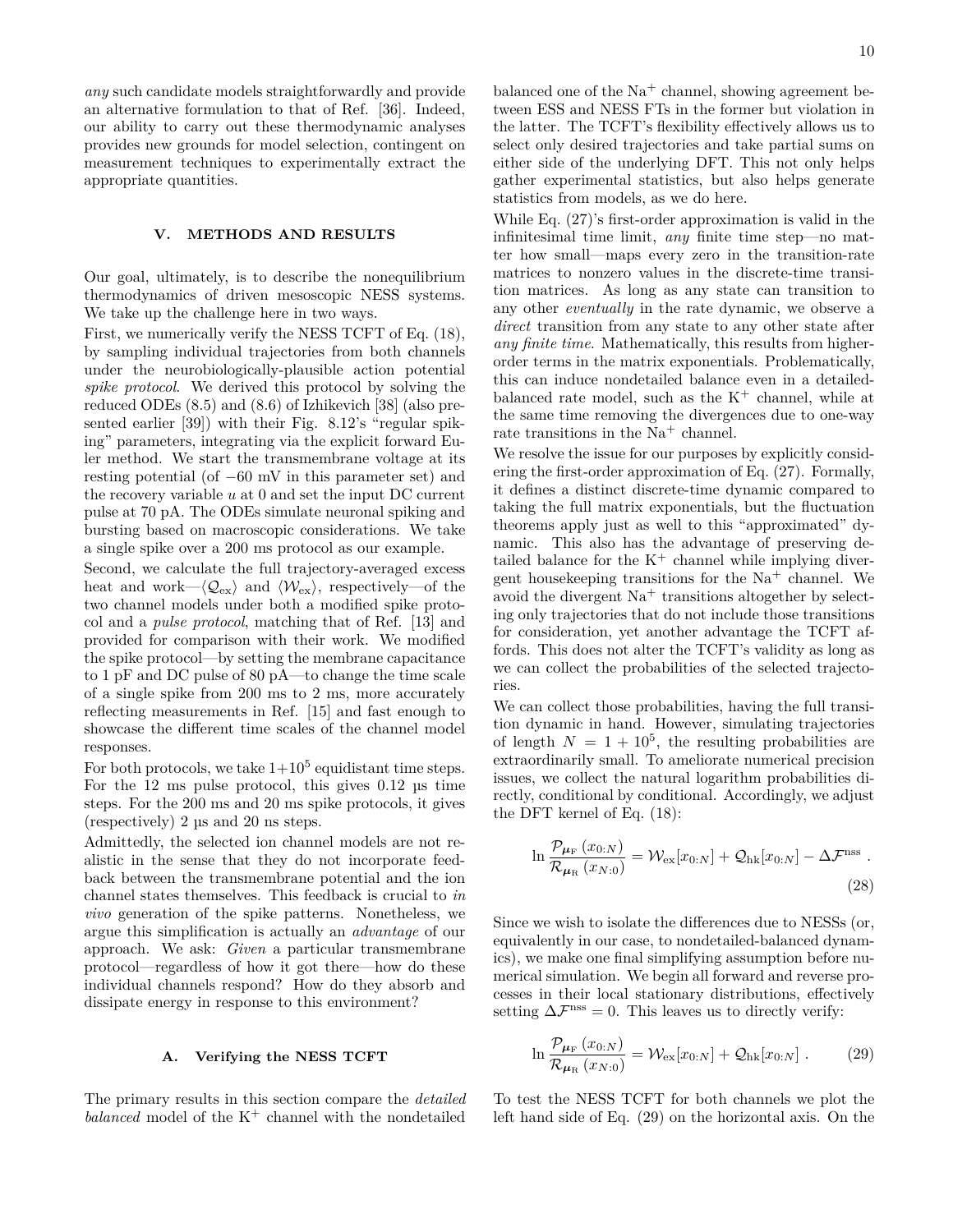*any* such candidate models straightforwardly and provide an alternative formulation to that of Ref. [36]. Indeed, our ability to carry out these thermodynamic analyses provides new grounds for model selection, contingent on measurement techniques to experimentally extract the appropriate quantities.

## V. METHODS AND RESULTS

Our goal, ultimately, is to describe the nonequilibrium thermodynamics of driven mesoscopic NESS systems. We take up the challenge here in two ways.

First, we numerically verify the NESS TCFT of Eq. (18), by sampling individual trajectories from both channels under the neurobiologically-plausible action potential *spike protocol*. We derived this protocol by solving the reduced ODEs (8.5) and (8.6) of Izhikevich [38] (also presented earlier [39]) with their Fig. 8.12's "regular spiking" parameters, integrating via the explicit forward Euler method. We start the transmembrane voltage at its resting potential (of −60 mV in this parameter set) and the recovery variable $u$ at 0 and set the input DC current pulse at 70 pA. The ODEs simulate neuronal spiking and bursting based on macroscopic considerations. We take a single spike over a 200 ms protocol as our example.

Second, we calculate the full trajectory-averaged excess heat and work—$\langle \mathcal{Q}_{\text{ex}} \rangle$ and $\langle \mathcal{W}_{\text{ex}} \rangle$, respectively—of the two channel models under both a modified spike protocol and a *pulse protocol*, matching that of Ref. [13] and provided for comparison with their work. We modified the spike protocol—by setting the membrane capacitance to 1 pF and DC pulse of 80 pA—to change the time scale of a single spike from 200 ms to 2 ms, more accurately reflecting measurements in Ref. [15] and fast enough to showcase the different time scales of the channel model responses.

For both protocols, we take $1+10^5$ equidistant time steps. For the 12 ms pulse protocol, this gives 0.12 µs time steps. For the 200 ms and 20 ms spike protocols, it gives (respectively) 2 µs and 20 ns steps.

Admittedly, the selected ion channel models are not realistic in the sense that they do not incorporate feedback between the transmembrane potential and the ion channel states themselves. This feedback is crucial to *in vivo* generation of the spike patterns. Nonetheless, we argue this simplification is actually an *advantage* of our approach. We ask: *Given* a particular transmembrane protocol—regardless of how it got there—how do these individual channels respond? How do they absorb and dissipate energy in response to this environment?

### A. Verifying the NESS TCFT

The primary results in this section compare the *detailed balanced* model of the $K^+$ channel with the nondetailed balanced one of the $Na^+$ channel, showing agreement between ESS and NESS FTs in the former but violation in the latter. The TCFT's flexibility effectively allows us to select only desired trajectories and take partial sums on either side of the underlying DFT. This not only helps gather experimental statistics, but also helps generate statistics from models, as we do here.

While Eq. (27)'s first-order approximation is valid in the infinitesimal time limit, *any* finite time step—no matter how small—maps every zero in the transition-rate matrices to nonzero values in the discrete-time transition matrices. As long as any state can transition to any other *eventually* in the rate dynamic, we observe a *direct* transition from any state to any other state after *any finite time*. Mathematically, this results from higher-order terms in the matrix exponentials. Problematically, this can induce nondetailed balance even in a detailed-balanced rate model, such as the $K^+$ channel, while at the same time removing the divergences due to one-way rate transitions in the $Na^+$ channel.

We resolve the issue for our purposes by explicitly considering the first-order approximation of Eq. (27). Formally, it defines a distinct discrete-time dynamic compared to taking the full matrix exponentials, but the fluctuation theorems apply just as well to this "approximated" dynamic. This also has the advantage of preserving detailed balance for the $K^+$ channel while implying divergent housekeeping transitions for the $Na^+$ channel. We avoid the divergent $Na^+$ transitions altogether by selecting only trajectories that do not include those transitions for consideration, yet another advantage the TCFT affords. This does not alter the TCFT's validity as long as we can collect the probabilities of the selected trajectories.

We can collect those probabilities, having the full transition dynamic in hand. However, simulating trajectories of length $N = 1 + 10^5$, the resulting probabilities are extraordinarily small. To ameliorate numerical precision issues, we collect the natural logarithm probabilities directly, conditional by conditional. Accordingly, we adjust the DFT kernel of Eq. (18):

$$\ln \frac{\mathcal{P}_{\boldsymbol{\mu}_{\text{F}}}(x_{0:N})}{\mathcal{R}_{\boldsymbol{\mu}_{\text{R}}}(x_{N:0})} = \mathcal{W}_{\text{ex}}[x_{0:N}] + \mathcal{Q}_{\text{hk}}[x_{0:N}] - \Delta\mathcal{F}^{\text{nss}} . \tag{28}$$

Since we wish to isolate the differences due to NESSs (or, equivalently in our case, to nondetailed-balanced dynamics), we make one final simplifying assumption before numerical simulation. We begin all forward and reverse processes in their local stationary distributions, effectively setting $\Delta\mathcal{F}^{\text{nss}} = 0$. This leaves us to directly verify:

$$\ln \frac{\mathcal{P}_{\boldsymbol{\mu}_{\text{F}}}(x_{0:N})}{\mathcal{R}_{\boldsymbol{\mu}_{\text{R}}}(x_{N:0})} = \mathcal{W}_{\text{ex}}[x_{0:N}] + \mathcal{Q}_{\text{hk}}[x_{0:N}] . \tag{29}$$

To test the NESS TCFT for both channels we plot the left hand side of Eq. (29) on the horizontal axis. On the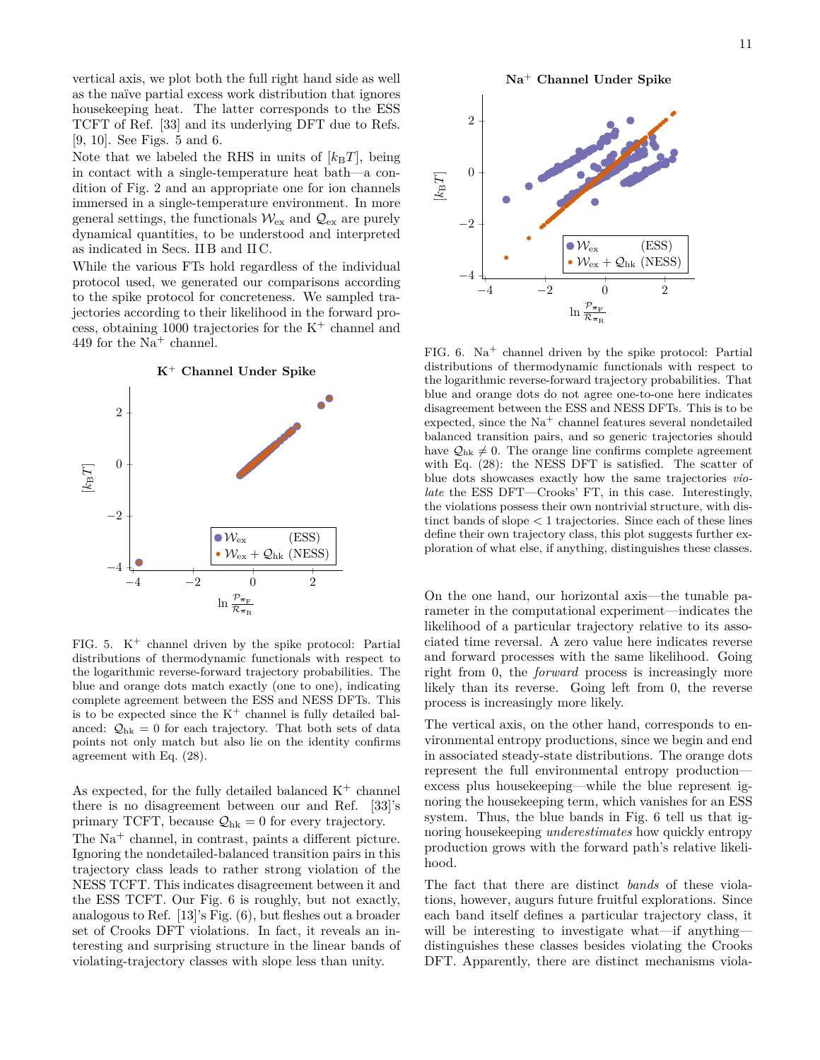vertical axis, we plot both the full right hand side as well as the naïve partial excess work distribution that ignores housekeeping heat. The latter corresponds to the ESS TCFT of Ref. [33] and its underlying DFT due to Refs. [9, 10]. See Figs. 5 and 6.

Note that we labeled the RHS in units of $[k_{\mathrm{B}}T]$, being in contact with a single-temperature heat bath—a condition of Fig. 2 and an appropriate one for ion channels immersed in a single-temperature environment. In more general settings, the functionals $\mathcal{W}_{\mathrm{ex}}$ and $\mathcal{Q}_{\mathrm{ex}}$ are purely dynamical quantities, to be understood and interpreted as indicated in Secs. II B and II C.

While the various FTs hold regardless of the individual protocol used, we generated our comparisons according to the spike protocol for concreteness. We sampled trajectories according to their likelihood in the forward process, obtaining 1000 trajectories for the $K^+$ channel and 449 for the $Na^+$ channel.

FIG. 5. $K^+$ channel driven by the spike protocol: Partial distributions of thermodynamic functionals with respect to the logarithmic reverse-forward trajectory probabilities. The blue and orange dots match exactly (one to one), indicating complete agreement between the ESS and NESS DFTs. This is to be expected since the $K^+$ channel is fully detailed balanced: $\mathcal{Q}_{\mathrm{hk}} = 0$ for each trajectory. That both sets of data points not only match but also lie on the identity confirms agreement with Eq. (28).

As expected, for the fully detailed balanced $K^+$ channel there is no disagreement between our and Ref. [33]'s primary TCFT, because $\mathcal{Q}_{\mathrm{hk}} = 0$ for every trajectory.

The $Na^+$ channel, in contrast, paints a different picture. Ignoring the nondetailed-balanced transition pairs in this trajectory class leads to rather strong violation of the NESS TCFT. This indicates disagreement between it and the ESS TCFT. Our Fig. 6 is roughly, but not exactly, analogous to Ref. [13]'s Fig. (6), but fleshes out a broader set of Crooks DFT violations. In fact, it reveals an interesting and surprising structure in the linear bands of violating-trajectory classes with slope less than unity.

FIG. 6. $Na^+$ channel driven by the spike protocol: Partial distributions of thermodynamic functionals with respect to the logarithmic reverse-forward trajectory probabilities. That blue and orange dots do not agree one-to-one here indicates disagreement between the ESS and NESS DFTs. This is to be expected, since the $Na^+$ channel features several nondetailed balanced transition pairs, and so generic trajectories should have $\mathcal{Q}_{\mathrm{hk}} \neq 0$. The orange line confirms complete agreement with Eq. (28): the NESS DFT is satisfied. The scatter of blue dots showcases exactly how the same trajectories *violate* the ESS DFT—Crooks' FT, in this case. Interestingly, the violations possess their own nontrivial structure, with distinct bands of slope $< 1$ trajectories. Since each of these lines define their own trajectory class, this plot suggests further exploration of what else, if anything, distinguishes these classes.

On the one hand, our horizontal axis—the tunable parameter in the computational experiment—indicates the likelihood of a particular trajectory relative to its associated time reversal. A zero value here indicates reverse and forward processes with the same likelihood. Going right from 0, the *forward* process is increasingly more likely than its reverse. Going left from 0, the reverse process is increasingly more likely.

The vertical axis, on the other hand, corresponds to environmental entropy productions, since we begin and end in associated steady-state distributions. The orange dots represent the full environmental entropy production—excess plus housekeeping—while the blue represent ignoring the housekeeping term, which vanishes for an ESS system. Thus, the blue bands in Fig. 6 tell us that ignoring housekeeping *underestimates* how quickly entropy production grows with the forward path's relative likelihood.

The fact that there are distinct *bands* of these violations, however, augurs future fruitful explorations. Since each band itself defines a particular trajectory class, it will be interesting to investigate what—if anything—distinguishes these classes besides violating the Crooks DFT. Apparently, there are distinct mechanisms viola-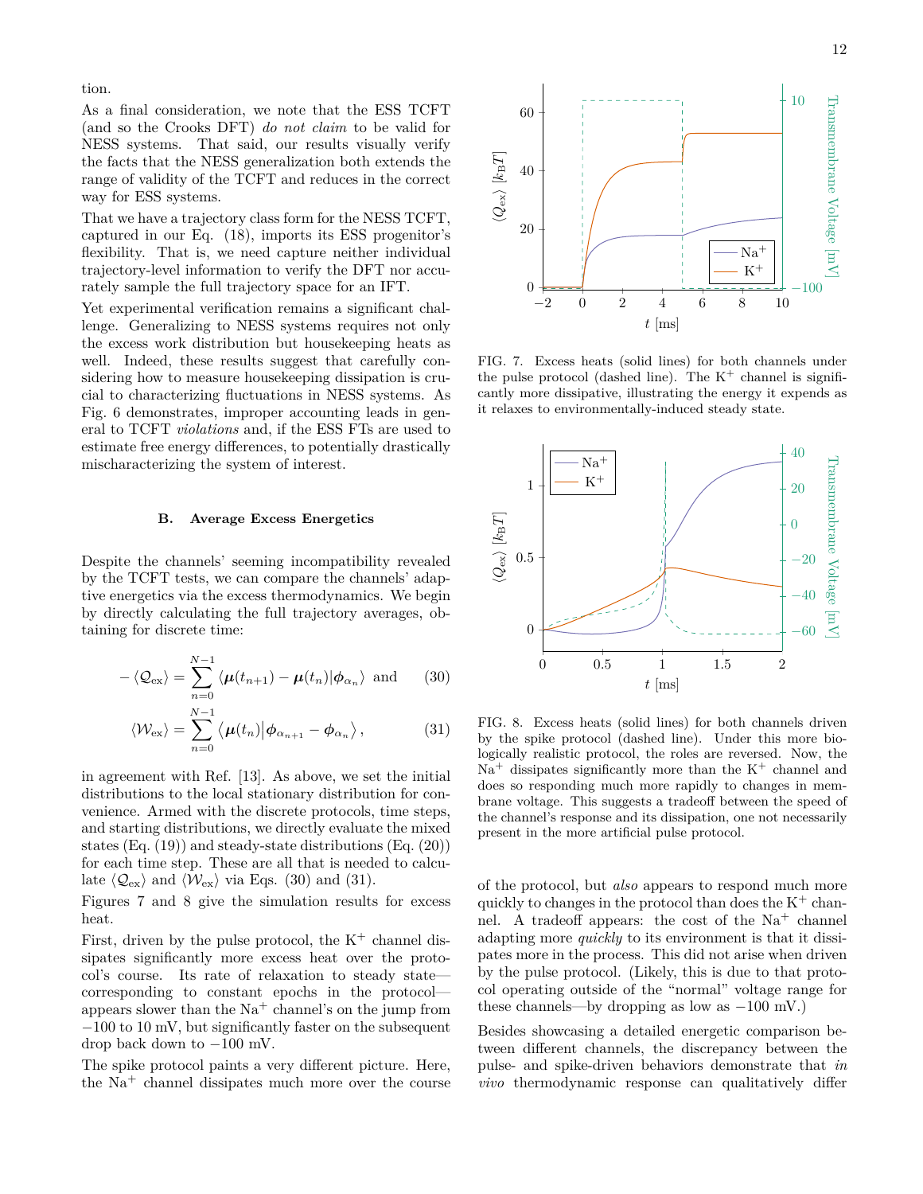tion.

As a final consideration, we note that the ESS TCFT (and so the Crooks DFT) *do not claim* to be valid for NESS systems. That said, our results visually verify the facts that the NESS generalization both extends the range of validity of the TCFT and reduces in the correct way for ESS systems.

That we have a trajectory class form for the NESS TCFT, captured in our Eq. (18), imports its ESS progenitor's flexibility. That is, we need capture neither individual trajectory-level information to verify the DFT nor accurately sample the full trajectory space for an IFT.

Yet experimental verification remains a significant challenge. Generalizing to NESS systems requires not only the excess work distribution but housekeeping heats as well. Indeed, these results suggest that carefully considering how to measure housekeeping dissipation is crucial to characterizing fluctuations in NESS systems. As Fig. 6 demonstrates, improper accounting leads in general to TCFT *violations* and, if the ESS FTs are used to estimate free energy differences, to potentially drastically mischaracterizing the system of interest.

### B. Average Excess Energetics

Despite the channels' seeming incompatibility revealed by the TCFT tests, we can compare the channels' adaptive energetics via the excess thermodynamics. We begin by directly calculating the full trajectory averages, obtaining for discrete time:

$$-\langle \mathcal{Q}_{\text{ex}} \rangle = \sum_{n=0}^{N-1} \langle \boldsymbol{\mu}(t_{n+1}) - \boldsymbol{\mu}(t_n) | \boldsymbol{\phi}_{\alpha_n} \rangle \text{ and} \tag{30}$$

$$\langle \mathcal{W}_{\text{ex}} \rangle = \sum_{n=0}^{N-1} \left\langle \boldsymbol{\mu}(t_n) \middle| \boldsymbol{\phi}_{\alpha_{n+1}} - \boldsymbol{\phi}_{\alpha_n} \right\rangle, \tag{31}$$

in agreement with Ref. [13]. As above, we set the initial distributions to the local stationary distribution for convenience. Armed with the discrete protocols, time steps, and starting distributions, we directly evaluate the mixed states (Eq. (19)) and steady-state distributions (Eq. (20)) for each time step. These are all that is needed to calculate $\langle \mathcal{Q}_{\text{ex}} \rangle$ and $\langle \mathcal{W}_{\text{ex}} \rangle$ via Eqs. (30) and (31).

Figures 7 and 8 give the simulation results for excess heat.

First, driven by the pulse protocol, the $K^+$ channel dissipates significantly more excess heat over the protocol's course. Its rate of relaxation to steady state—corresponding to constant epochs in the protocol—appears slower than the $Na^+$ channel's on the jump from −100 to 10 mV, but significantly faster on the subsequent drop back down to −100 mV.

The spike protocol paints a very different picture. Here, the $Na^+$ channel dissipates much more over the course of the protocol, but *also* appears to respond much more quickly to changes in the protocol than does the $K^+$ channel. A tradeoff appears: the cost of the $Na^+$ channel adapting more *quickly* to its environment is that it dissipates more in the process. This did not arise when driven by the pulse protocol. (Likely, this is due to that protocol operating outside of the "normal" voltage range for these channels—by dropping as low as −100 mV.)

Besides showcasing a detailed energetic comparison between different channels, the discrepancy between the pulse- and spike-driven behaviors demonstrate that *in vivo* thermodynamic response can qualitatively differ

FIG. 7. Excess heats (solid lines) for both channels under the pulse protocol (dashed line). The $K^+$ channel is significantly more dissipative, illustrating the energy it expends as it relaxes to environmentally-induced steady state.

FIG. 8. Excess heats (solid lines) for both channels driven by the spike protocol (dashed line). Under this more biologically realistic protocol, the roles are reversed. Now, the $Na^+$ dissipates significantly more than the $K^+$ channel and does so responding much more rapidly to changes in membrane voltage. This suggests a tradeoff between the speed of the channel's response and its dissipation, one not necessarily present in the more artificial pulse protocol.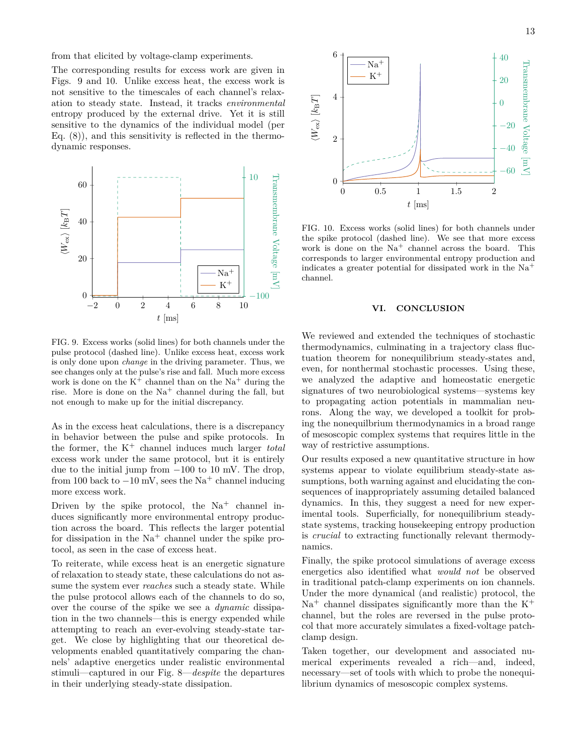from that elicited by voltage-clamp experiments.

The corresponding results for excess work are given in Figs. 9 and 10. Unlike excess heat, the excess work is not sensitive to the timescales of each channel's relaxation to steady state. Instead, it tracks *environmental* entropy produced by the external drive. Yet it is still sensitive to the dynamics of the individual model (per Eq. (8)), and this sensitivity is reflected in the thermodynamic responses.

FIG. 9. Excess works (solid lines) for both channels under the pulse protocol (dashed line). Unlike excess heat, excess work is only done upon *change* in the driving parameter. Thus, we see changes only at the pulse's rise and fall. Much more excess work is done on the $K^+$ channel than on the $Na^+$ during the rise. More is done on the $Na^+$ channel during the fall, but not enough to make up for the initial discrepancy.

As in the excess heat calculations, there is a discrepancy in behavior between the pulse and spike protocols. In the former, the $K^+$ channel induces much larger *total* excess work under the same protocol, but it is entirely due to the initial jump from $-100$ to 10 mV. The drop, from 100 back to $-10$ mV, sees the $Na^+$ channel inducing more excess work.

Driven by the spike protocol, the $Na^+$ channel induces significantly more environmental entropy production across the board. This reflects the larger potential for dissipation in the $Na^+$ channel under the spike protocol, as seen in the case of excess heat.

To reiterate, while excess heat is an energetic signature of relaxation to steady state, these calculations do not assume the system ever *reaches* such a steady state. While the pulse protocol allows each of the channels to do so, over the course of the spike we see a *dynamic* dissipation in the two channels—this is energy expended while attempting to reach an ever-evolving steady-state target. We close by highlighting that our theoretical developments enabled quantitatively comparing the channels' adaptive energetics under realistic environmental stimuli—captured in our Fig. 8—*despite* the departures in their underlying steady-state dissipation.

FIG. 10. Excess works (solid lines) for both channels under the spike protocol (dashed line). We see that more excess work is done on the $Na^+$ channel across the board. This corresponds to larger environmental entropy production and indicates a greater potential for dissipated work in the $Na^+$ channel.

## VI. CONCLUSION

We reviewed and extended the techniques of stochastic thermodynamics, culminating in a trajectory class fluctuation theorem for nonequilibrium steady-states and, even, for nonthermal stochastic processes. Using these, we analyzed the adaptive and homeostatic energetic signatures of two neurobiological systems—systems key to propagating action potentials in mammalian neurons. Along the way, we developed a toolkit for probing the nonequilibrium thermodynamics in a broad range of mesoscopic complex systems that requires little in the way of restrictive assumptions.

Our results exposed a new quantitative structure in how systems appear to violate equilibrium steady-state assumptions, both warning against and elucidating the consequences of inappropriately assuming detailed balanced dynamics. In this, they suggest a need for new experimental tools. Superficially, for nonequilibrium steady-state systems, tracking housekeeping entropy production is *crucial* to extracting functionally relevant thermodynamics.

Finally, the spike protocol simulations of average excess energetics also identified what *would not* be observed in traditional patch-clamp experiments on ion channels. Under the more dynamical (and realistic) protocol, the $Na^+$ channel dissipates significantly more than the $K^+$ channel, but the roles are reversed in the pulse protocol that more accurately simulates a fixed-voltage patch-clamp design.

Taken together, our development and associated numerical experiments revealed a rich—and, indeed, necessary—set of tools with which to probe the nonequilibrium dynamics of mesoscopic complex systems.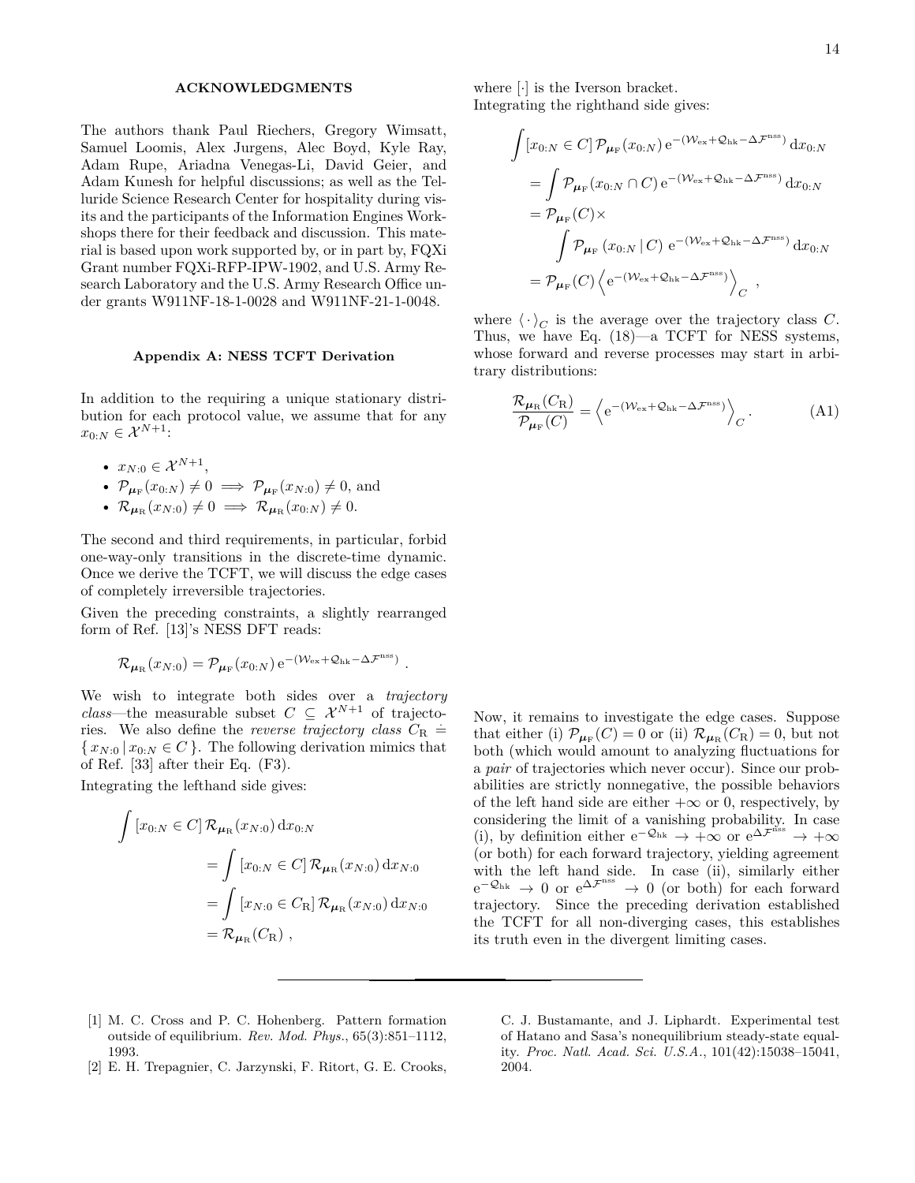## ACKNOWLEDGMENTS

The authors thank Paul Riechers, Gregory Wimsatt, Samuel Loomis, Alex Jurgens, Alec Boyd, Kyle Ray, Adam Rupe, Ariadna Venegas-Li, David Geier, and Adam Kunesh for helpful discussions; as well as the Telluride Science Research Center for hospitality during visits and the participants of the Information Engines Workshops there for their feedback and discussion. This material is based upon work supported by, or in part by, FQXi Grant number FQXi-RFP-IPW-1902, and U.S. Army Research Laboratory and the U.S. Army Research Office under grants W911NF-18-1-0028 and W911NF-21-1-0048.

## Appendix A: NESS TCFT Derivation

In addition to the requiring a unique stationary distribution for each protocol value, we assume that for any $x_{0:N} \in \mathcal{X}^{N+1}$:

- $x_{N:0} \in \mathcal{X}^{N+1}$,
- $\mathcal{P}_{\boldsymbol{\mu}_\mathrm{F}}(x_{0:N}) \neq 0 \implies \mathcal{P}_{\boldsymbol{\mu}_\mathrm{F}}(x_{N:0}) \neq 0$, and
- $\mathcal{R}_{\boldsymbol{\mu}_\mathrm{R}}(x_{N:0}) \neq 0 \implies \mathcal{R}_{\boldsymbol{\mu}_\mathrm{R}}(x_{0:N}) \neq 0$.

The second and third requirements, in particular, forbid one-way-only transitions in the discrete-time dynamic. Once we derive the TCFT, we will discuss the edge cases of completely irreversible trajectories.

Given the preceding constraints, a slightly rearranged form of Ref. [13]'s NESS DFT reads:

$$\mathcal{R}_{\boldsymbol{\mu}_\mathrm{R}}(x_{N:0}) = \mathcal{P}_{\boldsymbol{\mu}_\mathrm{F}}(x_{0:N})\, \mathrm{e}^{-(\mathcal{W}_\mathrm{ex} + \mathcal{Q}_\mathrm{hk} - \Delta \mathcal{F}^\mathrm{nss})} ~.$$

We wish to integrate both sides over a *trajectory class*—the measurable subset $C \subseteq \mathcal{X}^{N+1}$ of trajectories. We also define the *reverse trajectory class* $C_\mathrm{R} \doteq \{\, x_{N:0} \,|\, x_{0:N} \in C \,\}$. The following derivation mimics that of Ref. [33] after their Eq. (F3).

Integrating the lefthand side gives:

$$\begin{aligned}
\int [x_{0:N} \in C]\, \mathcal{R}_{\boldsymbol{\mu}_\mathrm{R}}(x_{N:0})\, \mathrm{d}x_{0:N} &= \int [x_{0:N} \in C]\, \mathcal{R}_{\boldsymbol{\mu}_\mathrm{R}}(x_{N:0})\, \mathrm{d}x_{N:0} \\
&= \int [x_{N:0} \in C_\mathrm{R}]\, \mathcal{R}_{\boldsymbol{\mu}_\mathrm{R}}(x_{N:0})\, \mathrm{d}x_{N:0} \\
&= \mathcal{R}_{\boldsymbol{\mu}_\mathrm{R}}(C_\mathrm{R}) ~,
\end{aligned}$$

where $[\cdot]$ is the Iverson bracket.

Integrating the righthand side gives:

$$\begin{aligned}
\int [x_{0:N} \in C]\, &\mathcal{P}_{\boldsymbol{\mu}_\mathrm{F}}(x_{0:N})\, \mathrm{e}^{-(\mathcal{W}_\mathrm{ex} + \mathcal{Q}_\mathrm{hk} - \Delta \mathcal{F}^\mathrm{nss})}\, \mathrm{d}x_{0:N} \\
&= \int \mathcal{P}_{\boldsymbol{\mu}_\mathrm{F}}(x_{0:N} \cap C)\, \mathrm{e}^{-(\mathcal{W}_\mathrm{ex} + \mathcal{Q}_\mathrm{hk} - \Delta \mathcal{F}^\mathrm{nss})}\, \mathrm{d}x_{0:N} \\
&= \mathcal{P}_{\boldsymbol{\mu}_\mathrm{F}}(C) \times \\
&\qquad \int \mathcal{P}_{\boldsymbol{\mu}_\mathrm{F}}\left(x_{0:N} \,|\, C\right)\, \mathrm{e}^{-(\mathcal{W}_\mathrm{ex} + \mathcal{Q}_\mathrm{hk} - \Delta \mathcal{F}^\mathrm{nss})}\, \mathrm{d}x_{0:N} \\
&= \mathcal{P}_{\boldsymbol{\mu}_\mathrm{F}}(C) \left\langle \mathrm{e}^{-(\mathcal{W}_\mathrm{ex} + \mathcal{Q}_\mathrm{hk} - \Delta \mathcal{F}^\mathrm{nss})} \right\rangle_C ~,
\end{aligned}$$

where $\langle \cdot \rangle_C$ is the average over the trajectory class $C$. Thus, we have Eq. (18)—a TCFT for NESS systems, whose forward and reverse processes may start in arbitrary distributions:

$$\frac{\mathcal{R}_{\boldsymbol{\mu}_\mathrm{R}}(C_\mathrm{R})}{\mathcal{P}_{\boldsymbol{\mu}_\mathrm{F}}(C)} = \left\langle \mathrm{e}^{-(\mathcal{W}_\mathrm{ex} + \mathcal{Q}_\mathrm{hk} - \Delta \mathcal{F}^\mathrm{nss})} \right\rangle_C . \tag{A1}$$

Now, it remains to investigate the edge cases. Suppose that either (i) $\mathcal{P}_{\boldsymbol{\mu}_\mathrm{F}}(C) = 0$ or (ii) $\mathcal{R}_{\boldsymbol{\mu}_\mathrm{R}}(C_\mathrm{R}) = 0$, but not both (which would amount to analyzing fluctuations for a *pair* of trajectories which never occur). Since our probabilities are strictly nonnegative, the possible behaviors of the left hand side are either $+\infty$ or 0, respectively, by considering the limit of a vanishing probability. In case (i), by definition either $\mathrm{e}^{-\mathcal{Q}_\mathrm{hk}} \to +\infty$ or $\mathrm{e}^{\Delta \mathcal{F}^\mathrm{nss}} \to +\infty$ (or both) for each forward trajectory, yielding agreement with the left hand side. In case (ii), similarly either $\mathrm{e}^{-\mathcal{Q}_\mathrm{hk}} \to 0$ or $\mathrm{e}^{\Delta \mathcal{F}^\mathrm{nss}} \to 0$ (or both) for each forward trajectory. Since the preceding derivation established the TCFT for all non-diverging cases, this establishes its truth even in the divergent limiting cases.

---

[1] M. C. Cross and P. C. Hohenberg. Pattern formation outside of equilibrium. *Rev. Mod. Phys.*, 65(3):851–1112, 1993.

[2] E. H. Trepagnier, C. Jarzynski, F. Ritort, G. E. Crooks, C. J. Bustamante, and J. Liphardt. Experimental test of Hatano and Sasa's nonequilibrium steady-state equality. *Proc. Natl. Acad. Sci. U.S.A.*, 101(42):15038–15041, 2004.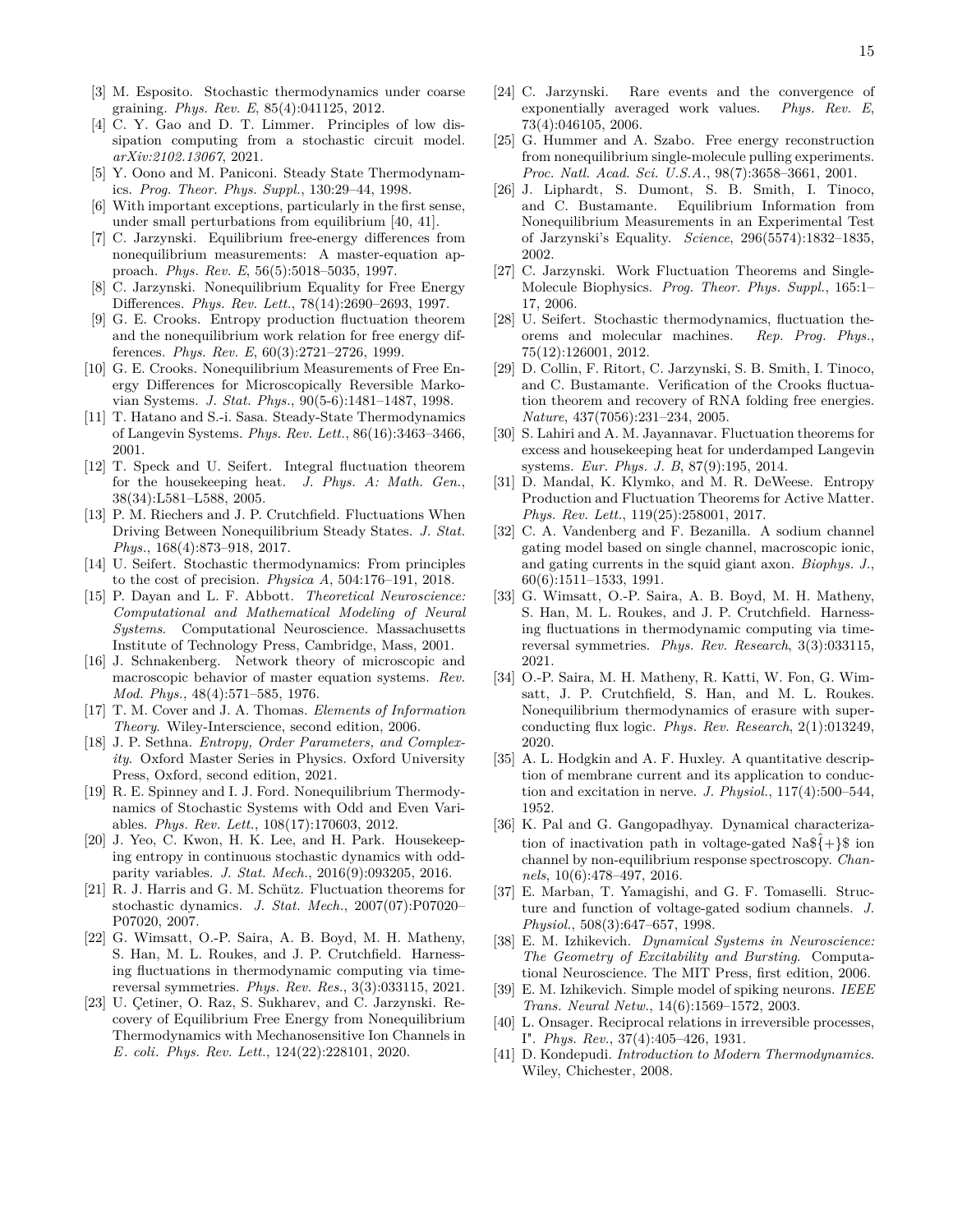[3] M. Esposito. Stochastic thermodynamics under coarse graining. *Phys. Rev. E*, 85(4):041125, 2012.

[4] C. Y. Gao and D. T. Limmer. Principles of low dissipation computing from a stochastic circuit model. *arXiv:2102.13067*, 2021.

[5] Y. Oono and M. Paniconi. Steady State Thermodynamics. *Prog. Theor. Phys. Suppl.*, 130:29–44, 1998.

[6] With important exceptions, particularly in the first sense, under small perturbations from equilibrium [40, 41].

[7] C. Jarzynski. Equilibrium free-energy differences from nonequilibrium measurements: A master-equation approach. *Phys. Rev. E*, 56(5):5018–5035, 1997.

[8] C. Jarzynski. Nonequilibrium Equality for Free Energy Differences. *Phys. Rev. Lett.*, 78(14):2690–2693, 1997.

[9] G. E. Crooks. Entropy production fluctuation theorem and the nonequilibrium work relation for free energy differences. *Phys. Rev. E*, 60(3):2721–2726, 1999.

[10] G. E. Crooks. Nonequilibrium Measurements of Free Energy Differences for Microscopically Reversible Markovian Systems. *J. Stat. Phys.*, 90(5-6):1481–1487, 1998.

[11] T. Hatano and S.-i. Sasa. Steady-State Thermodynamics of Langevin Systems. *Phys. Rev. Lett.*, 86(16):3463–3466, 2001.

[12] T. Speck and U. Seifert. Integral fluctuation theorem for the housekeeping heat. *J. Phys. A: Math. Gen.*, 38(34):L581–L588, 2005.

[13] P. M. Riechers and J. P. Crutchfield. Fluctuations When Driving Between Nonequilibrium Steady States. *J. Stat. Phys.*, 168(4):873–918, 2017.

[14] U. Seifert. Stochastic thermodynamics: From principles to the cost of precision. *Physica A*, 504:176–191, 2018.

[15] P. Dayan and L. F. Abbott. *Theoretical Neuroscience: Computational and Mathematical Modeling of Neural Systems*. Computational Neuroscience. Massachusetts Institute of Technology Press, Cambridge, Mass, 2001.

[16] J. Schnakenberg. Network theory of microscopic and macroscopic behavior of master equation systems. *Rev. Mod. Phys.*, 48(4):571–585, 1976.

[17] T. M. Cover and J. A. Thomas. *Elements of Information Theory*. Wiley-Interscience, second edition, 2006.

[18] J. P. Sethna. *Entropy, Order Parameters, and Complexity*. Oxford Master Series in Physics. Oxford University Press, Oxford, second edition, 2021.

[19] R. E. Spinney and I. J. Ford. Nonequilibrium Thermodynamics of Stochastic Systems with Odd and Even Variables. *Phys. Rev. Lett.*, 108(17):170603, 2012.

[20] J. Yeo, C. Kwon, H. K. Lee, and H. Park. Housekeeping entropy in continuous stochastic dynamics with odd-parity variables. *J. Stat. Mech.*, 2016(9):093205, 2016.

[21] R. J. Harris and G. M. Schütz. Fluctuation theorems for stochastic dynamics. *J. Stat. Mech.*, 2007(07):P07020–P07020, 2007.

[22] G. Wimsatt, O.-P. Saira, A. B. Boyd, M. H. Matheny, S. Han, M. L. Roukes, and J. P. Crutchfield. Harnessing fluctuations in thermodynamic computing via time-reversal symmetries. *Phys. Rev. Res.*, 3(3):033115, 2021.

[23] U. Çetiner, O. Raz, S. Sukharev, and C. Jarzynski. Recovery of Equilibrium Free Energy from Nonequilibrium Thermodynamics with Mechanosensitive Ion Channels in *E. coli*. *Phys. Rev. Lett.*, 124(22):228101, 2020.

[24] C. Jarzynski. Rare events and the convergence of exponentially averaged work values. *Phys. Rev. E*, 73(4):046105, 2006.

[25] G. Hummer and A. Szabo. Free energy reconstruction from nonequilibrium single-molecule pulling experiments. *Proc. Natl. Acad. Sci. U.S.A.*, 98(7):3658–3661, 2001.

[26] J. Liphardt, S. Dumont, S. B. Smith, I. Tinoco, and C. Bustamante. Equilibrium Information from Nonequilibrium Measurements in an Experimental Test of Jarzynski's Equality. *Science*, 296(5574):1832–1835, 2002.

[27] C. Jarzynski. Work Fluctuation Theorems and Single-Molecule Biophysics. *Prog. Theor. Phys. Suppl.*, 165:1–17, 2006.

[28] U. Seifert. Stochastic thermodynamics, fluctuation theorems and molecular machines. *Rep. Prog. Phys.*, 75(12):126001, 2012.

[29] D. Collin, F. Ritort, C. Jarzynski, S. B. Smith, I. Tinoco, and C. Bustamante. Verification of the Crooks fluctuation theorem and recovery of RNA folding free energies. *Nature*, 437(7056):231–234, 2005.

[30] S. Lahiri and A. M. Jayannavar. Fluctuation theorems for excess and housekeeping heat for underdamped Langevin systems. *Eur. Phys. J. B*, 87(9):195, 2014.

[31] D. Mandal, K. Klymko, and M. R. DeWeese. Entropy Production and Fluctuation Theorems for Active Matter. *Phys. Rev. Lett.*, 119(25):258001, 2017.

[32] C. A. Vandenberg and F. Bezanilla. A sodium channel gating model based on single channel, macroscopic ionic, and gating currents in the squid giant axon. *Biophys. J.*, 60(6):1511–1533, 1991.

[33] G. Wimsatt, O.-P. Saira, A. B. Boyd, M. H. Matheny, S. Han, M. L. Roukes, and J. P. Crutchfield. Harnessing fluctuations in thermodynamic computing via time-reversal symmetries. *Phys. Rev. Research*, 3(3):033115, 2021.

[34] O.-P. Saira, M. H. Matheny, R. Katti, W. Fon, G. Wimsatt, J. P. Crutchfield, S. Han, and M. L. Roukes. Nonequilibrium thermodynamics of erasure with superconducting flux logic. *Phys. Rev. Research*, 2(1):013249, 2020.

[35] A. L. Hodgkin and A. F. Huxley. A quantitative description of membrane current and its application to conduction and excitation in nerve. *J. Physiol.*, 117(4):500–544, 1952.

[36] K. Pal and G. Gangopadhyay. Dynamical characterization of inactivation path in voltage-gated Na$\hat{\{+\}}$ ion channel by non-equilibrium response spectroscopy. *Channels*, 10(6):478–497, 2016.

[37] E. Marban, T. Yamagishi, and G. F. Tomaselli. Structure and function of voltage-gated sodium channels. *J. Physiol.*, 508(3):647–657, 1998.

[38] E. M. Izhikevich. *Dynamical Systems in Neuroscience: The Geometry of Excitability and Bursting*. Computational Neuroscience. The MIT Press, first edition, 2006.

[39] E. M. Izhikevich. Simple model of spiking neurons. *IEEE Trans. Neural Netw.*, 14(6):1569–1572, 2003.

[40] L. Onsager. Reciprocal relations in irreversible processes, I". *Phys. Rev.*, 37(4):405–426, 1931.

[41] D. Kondepudi. *Introduction to Modern Thermodynamics*. Wiley, Chichester, 2008.